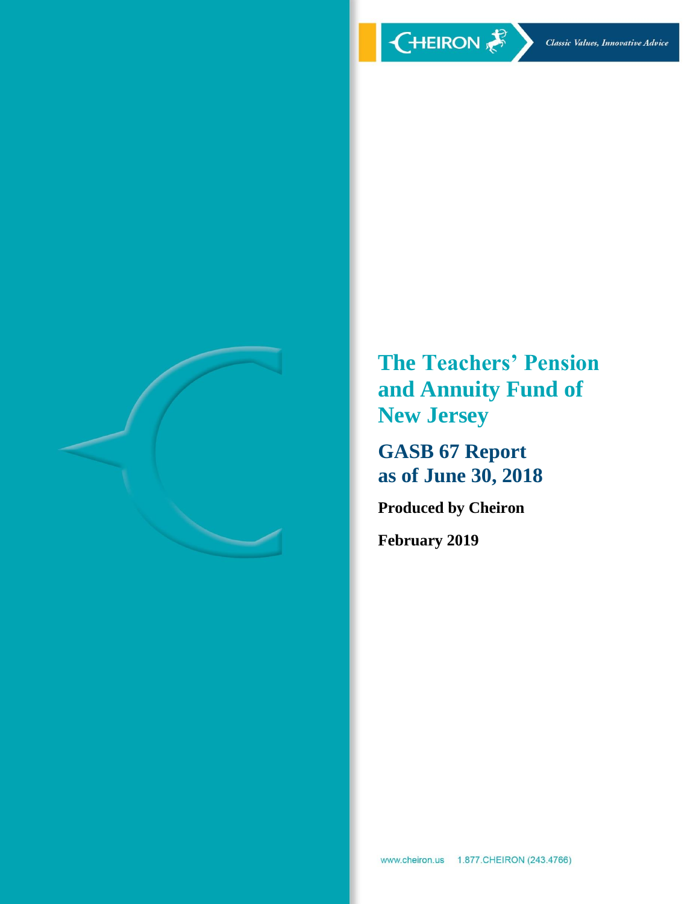CHEIRON

*Classic Values, Innovative Advice*

# The Teachers' Pension and Annuity Fund of New Jersey

## GASB 67 Report as of June 30, 2018

**Produced by Cheiron**

**February 2019**

www.cheiron.us 1.877.CHEIRON (243.4766)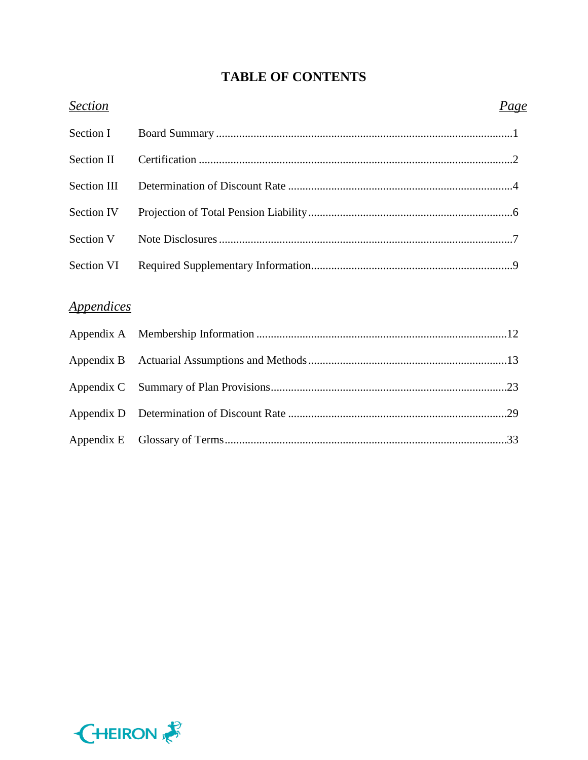# TABLE OF CONTENTS

| *Section* | | *Page* |
|---|---|---|
| Section I | Board Summary | 1 |
| Section II | Certification | 2 |
| Section III | Determination of Discount Rate | 4 |
| Section IV | Projection of Total Pension Liability | 6 |
| Section V | Note Disclosures | 7 |
| Section VI | Required Supplementary Information | 9 |

| *Appendices* | | |
|---|---|---|
| Appendix A | Membership Information | 12 |
| Appendix B | Actuarial Assumptions and Methods | 13 |
| Appendix C | Summary of Plan Provisions | 23 |
| Appendix D | Determination of Discount Rate | 29 |
| Appendix E | Glossary of Terms | 33 |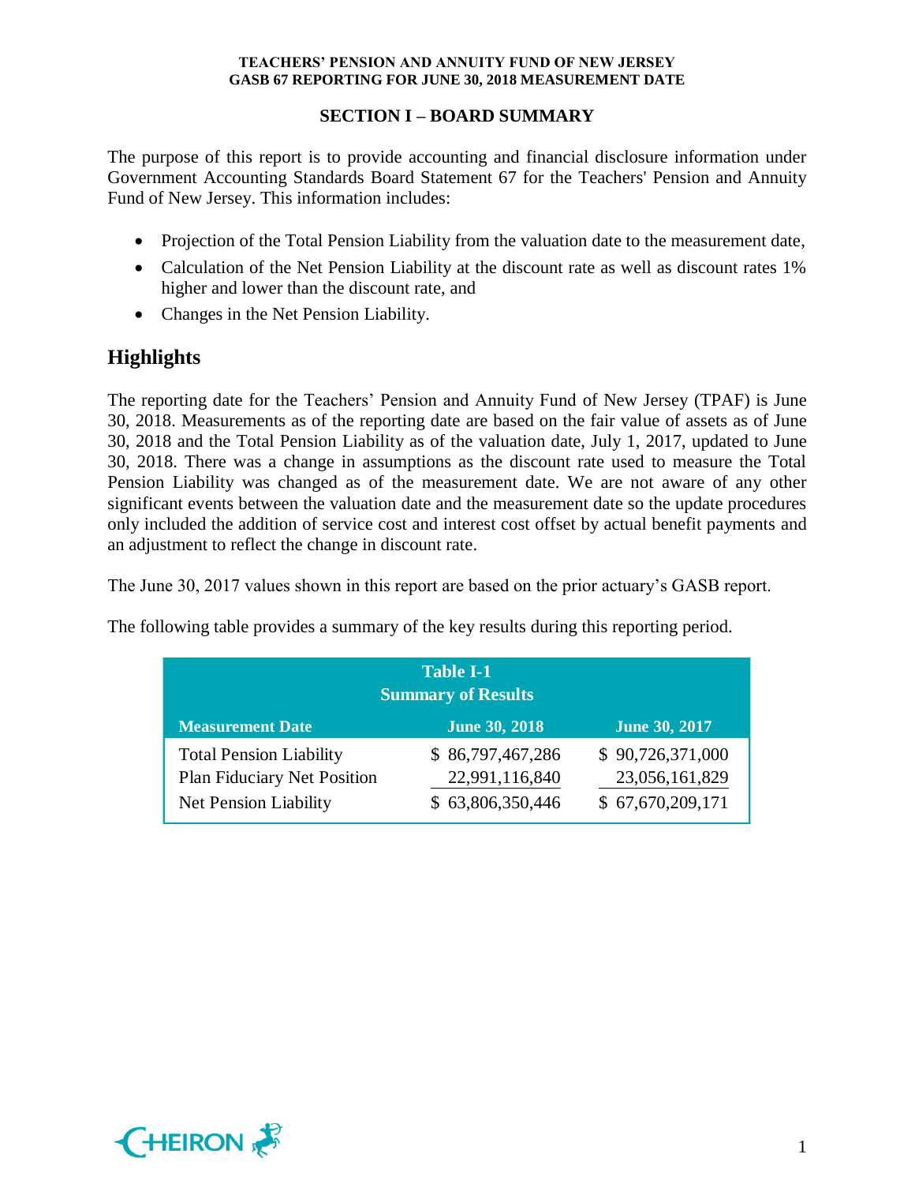## SECTION I – BOARD SUMMARY

The purpose of this report is to provide accounting and financial disclosure information under Government Accounting Standards Board Statement 67 for the Teachers' Pension and Annuity Fund of New Jersey. This information includes:

- Projection of the Total Pension Liability from the valuation date to the measurement date,
- Calculation of the Net Pension Liability at the discount rate as well as discount rates 1% higher and lower than the discount rate, and
- Changes in the Net Pension Liability.

## Highlights

The reporting date for the Teachers' Pension and Annuity Fund of New Jersey (TPAF) is June 30, 2018. Measurements as of the reporting date are based on the fair value of assets as of June 30, 2018 and the Total Pension Liability as of the valuation date, July 1, 2017, updated to June 30, 2018. There was a change in assumptions as the discount rate used to measure the Total Pension Liability was changed as of the measurement date. We are not aware of any other significant events between the valuation date and the measurement date so the update procedures only included the addition of service cost and interest cost offset by actual benefit payments and an adjustment to reflect the change in discount rate.

The June 30, 2017 values shown in this report are based on the prior actuary's GASB report.

The following table provides a summary of the key results during this reporting period.

**Table I-1**
**Summary of Results**

| Measurement Date | June 30, 2018 | June 30, 2017 |
|---|---|---|
| Total Pension Liability | $ 86,797,467,286 | $ 90,726,371,000 |
| Plan Fiduciary Net Position | 22,991,116,840 | 23,056,161,829 |
| Net Pension Liability | $ 63,806,350,446 | $ 67,670,209,171 |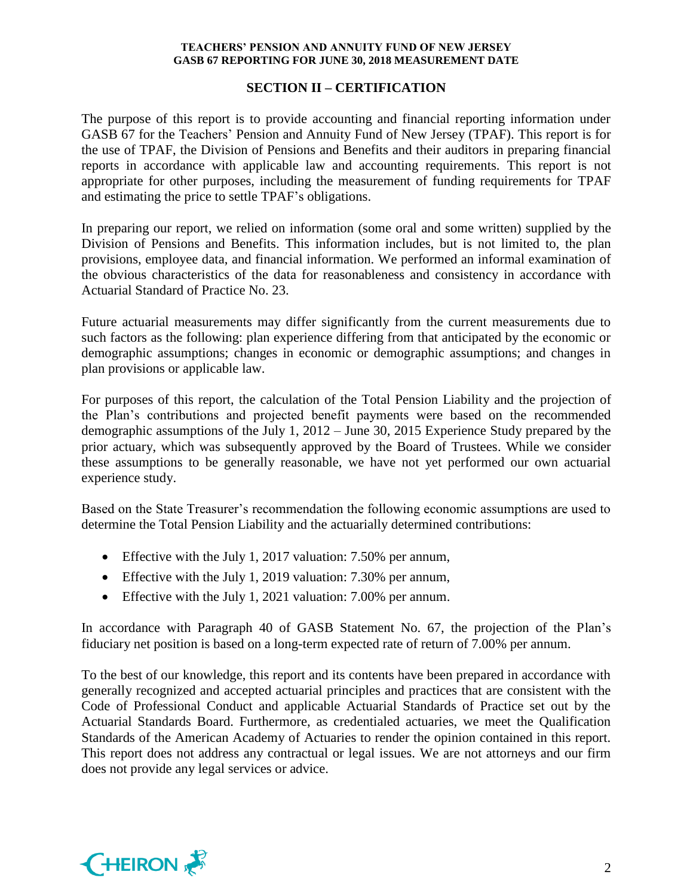## SECTION II – CERTIFICATION

The purpose of this report is to provide accounting and financial reporting information under GASB 67 for the Teachers' Pension and Annuity Fund of New Jersey (TPAF). This report is for the use of TPAF, the Division of Pensions and Benefits and their auditors in preparing financial reports in accordance with applicable law and accounting requirements. This report is not appropriate for other purposes, including the measurement of funding requirements for TPAF and estimating the price to settle TPAF's obligations.

In preparing our report, we relied on information (some oral and some written) supplied by the Division of Pensions and Benefits. This information includes, but is not limited to, the plan provisions, employee data, and financial information. We performed an informal examination of the obvious characteristics of the data for reasonableness and consistency in accordance with Actuarial Standard of Practice No. 23.

Future actuarial measurements may differ significantly from the current measurements due to such factors as the following: plan experience differing from that anticipated by the economic or demographic assumptions; changes in economic or demographic assumptions; and changes in plan provisions or applicable law.

For purposes of this report, the calculation of the Total Pension Liability and the projection of the Plan's contributions and projected benefit payments were based on the recommended demographic assumptions of the July 1, 2012 – June 30, 2015 Experience Study prepared by the prior actuary, which was subsequently approved by the Board of Trustees. While we consider these assumptions to be generally reasonable, we have not yet performed our own actuarial experience study.

Based on the State Treasurer's recommendation the following economic assumptions are used to determine the Total Pension Liability and the actuarially determined contributions:

- Effective with the July 1, 2017 valuation: 7.50% per annum,
- Effective with the July 1, 2019 valuation: 7.30% per annum,
- Effective with the July 1, 2021 valuation: 7.00% per annum.

In accordance with Paragraph 40 of GASB Statement No. 67, the projection of the Plan's fiduciary net position is based on a long-term expected rate of return of 7.00% per annum.

To the best of our knowledge, this report and its contents have been prepared in accordance with generally recognized and accepted actuarial principles and practices that are consistent with the Code of Professional Conduct and applicable Actuarial Standards of Practice set out by the Actuarial Standards Board. Furthermore, as credentialed actuaries, we meet the Qualification Standards of the American Academy of Actuaries to render the opinion contained in this report. This report does not address any contractual or legal issues. We are not attorneys and our firm does not provide any legal services or advice.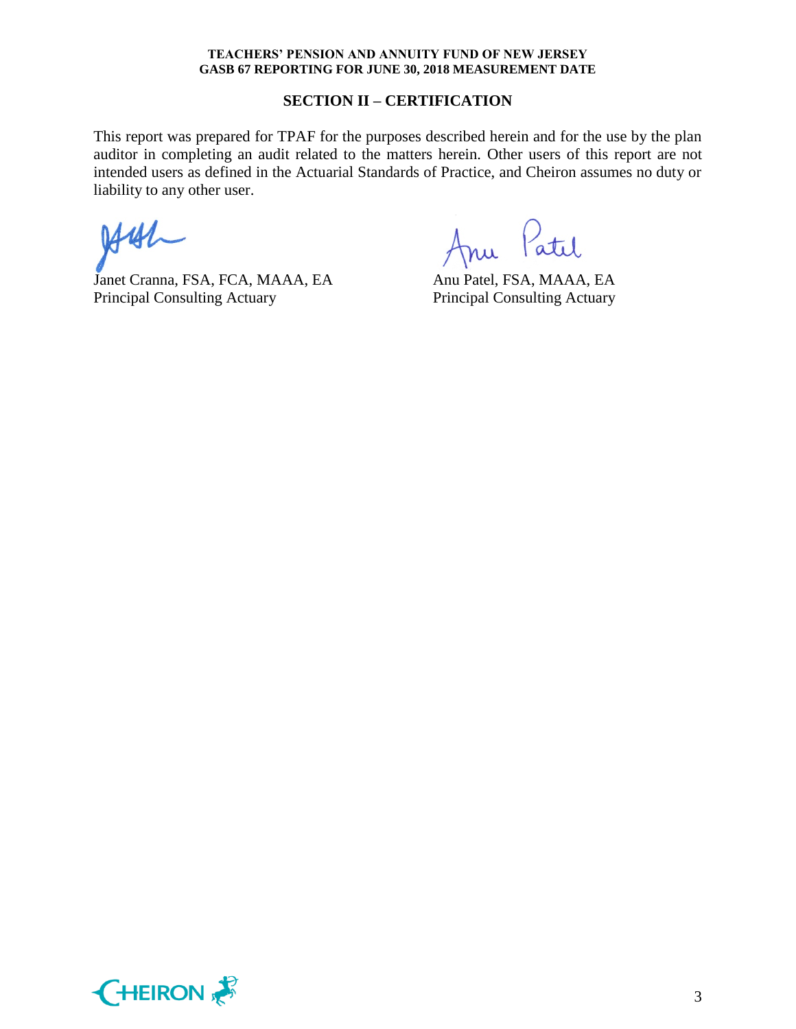## SECTION II – CERTIFICATION

This report was prepared for TPAF for the purposes described herein and for the use by the plan auditor in completing an audit related to the matters herein. Other users of this report are not intended users as defined in the Actuarial Standards of Practice, and Cheiron assumes no duty or liability to any other user.

Janet Cranna, FSA, FCA, MAAA, EA
Principal Consulting Actuary

Anu Patel, FSA, MAAA, EA
Principal Consulting Actuary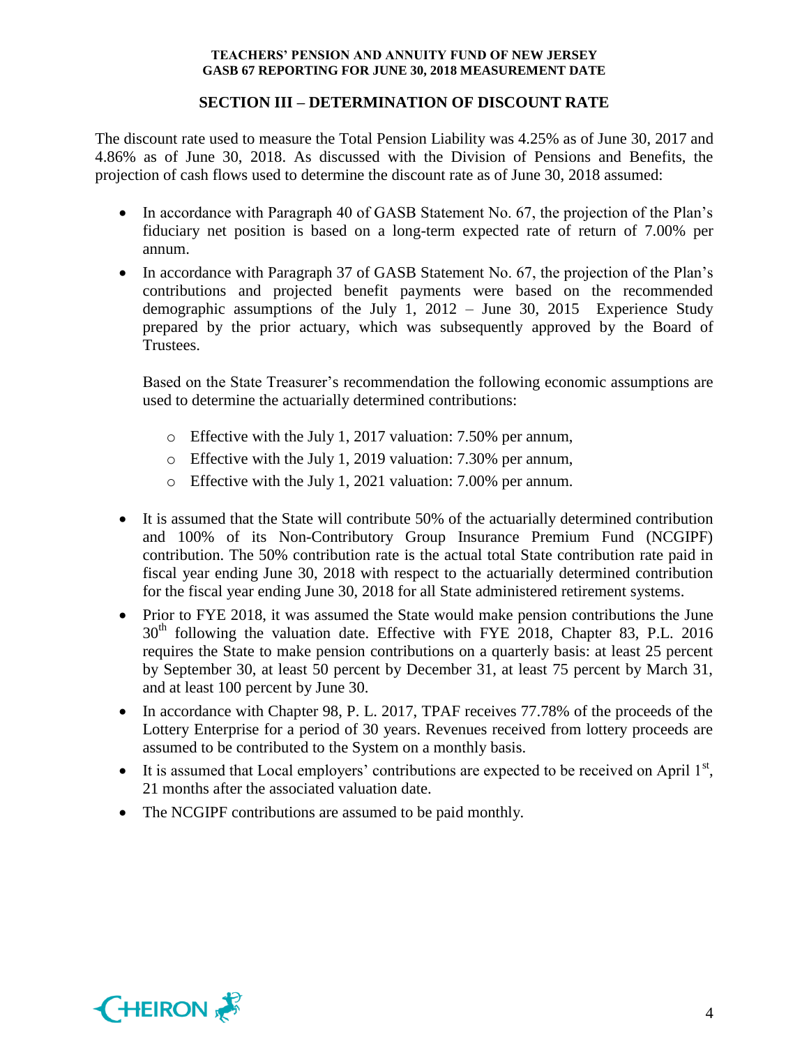## SECTION III – DETERMINATION OF DISCOUNT RATE

The discount rate used to measure the Total Pension Liability was 4.25% as of June 30, 2017 and 4.86% as of June 30, 2018. As discussed with the Division of Pensions and Benefits, the projection of cash flows used to determine the discount rate as of June 30, 2018 assumed:

- In accordance with Paragraph 40 of GASB Statement No. 67, the projection of the Plan's fiduciary net position is based on a long-term expected rate of return of 7.00% per annum.
- In accordance with Paragraph 37 of GASB Statement No. 67, the projection of the Plan's contributions and projected benefit payments were based on the recommended demographic assumptions of the July 1, 2012 – June 30, 2015 Experience Study prepared by the prior actuary, which was subsequently approved by the Board of Trustees.

  Based on the State Treasurer's recommendation the following economic assumptions are used to determine the actuarially determined contributions:

  - Effective with the July 1, 2017 valuation: 7.50% per annum,
  - Effective with the July 1, 2019 valuation: 7.30% per annum,
  - Effective with the July 1, 2021 valuation: 7.00% per annum.

- It is assumed that the State will contribute 50% of the actuarially determined contribution and 100% of its Non-Contributory Group Insurance Premium Fund (NCGIPF) contribution. The 50% contribution rate is the actual total State contribution rate paid in fiscal year ending June 30, 2018 with respect to the actuarially determined contribution for the fiscal year ending June 30, 2018 for all State administered retirement systems.
- Prior to FYE 2018, it was assumed the State would make pension contributions the June 30th following the valuation date. Effective with FYE 2018, Chapter 83, P.L. 2016 requires the State to make pension contributions on a quarterly basis: at least 25 percent by September 30, at least 50 percent by December 31, at least 75 percent by March 31, and at least 100 percent by June 30.
- In accordance with Chapter 98, P. L. 2017, TPAF receives 77.78% of the proceeds of the Lottery Enterprise for a period of 30 years. Revenues received from lottery proceeds are assumed to be contributed to the System on a monthly basis.
- It is assumed that Local employers' contributions are expected to be received on April 1st, 21 months after the associated valuation date.
- The NCGIPF contributions are assumed to be paid monthly.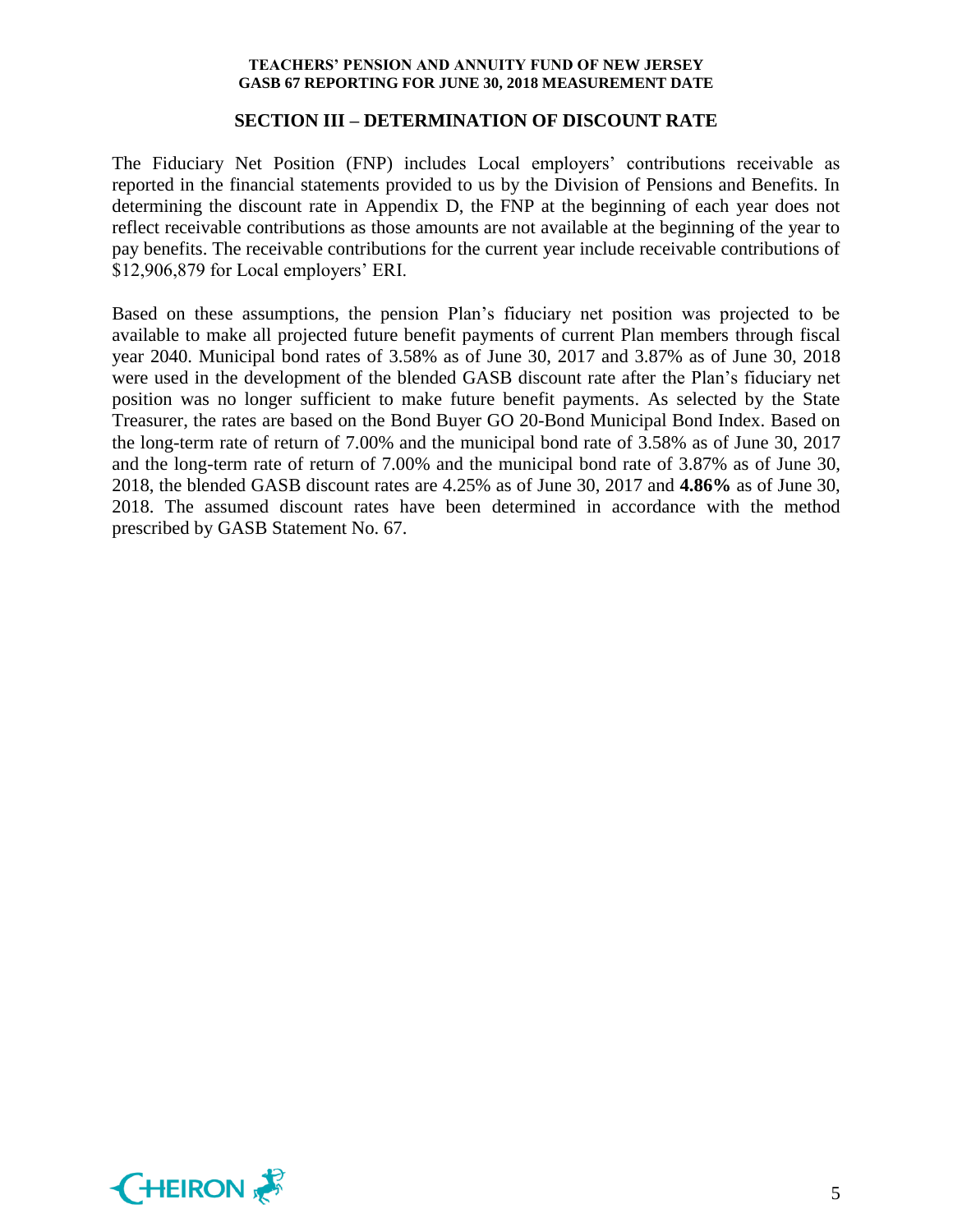## SECTION III – DETERMINATION OF DISCOUNT RATE

The Fiduciary Net Position (FNP) includes Local employers' contributions receivable as reported in the financial statements provided to us by the Division of Pensions and Benefits. In determining the discount rate in Appendix D, the FNP at the beginning of each year does not reflect receivable contributions as those amounts are not available at the beginning of the year to pay benefits. The receivable contributions for the current year include receivable contributions of $12,906,879 for Local employers' ERI.

Based on these assumptions, the pension Plan's fiduciary net position was projected to be available to make all projected future benefit payments of current Plan members through fiscal year 2040. Municipal bond rates of 3.58% as of June 30, 2017 and 3.87% as of June 30, 2018 were used in the development of the blended GASB discount rate after the Plan's fiduciary net position was no longer sufficient to make future benefit payments. As selected by the State Treasurer, the rates are based on the Bond Buyer GO 20-Bond Municipal Bond Index. Based on the long-term rate of return of 7.00% and the municipal bond rate of 3.58% as of June 30, 2017 and the long-term rate of return of 7.00% and the municipal bond rate of 3.87% as of June 30, 2018, the blended GASB discount rates are 4.25% as of June 30, 2017 and **4.86%** as of June 30, 2018. The assumed discount rates have been determined in accordance with the method prescribed by GASB Statement No. 67.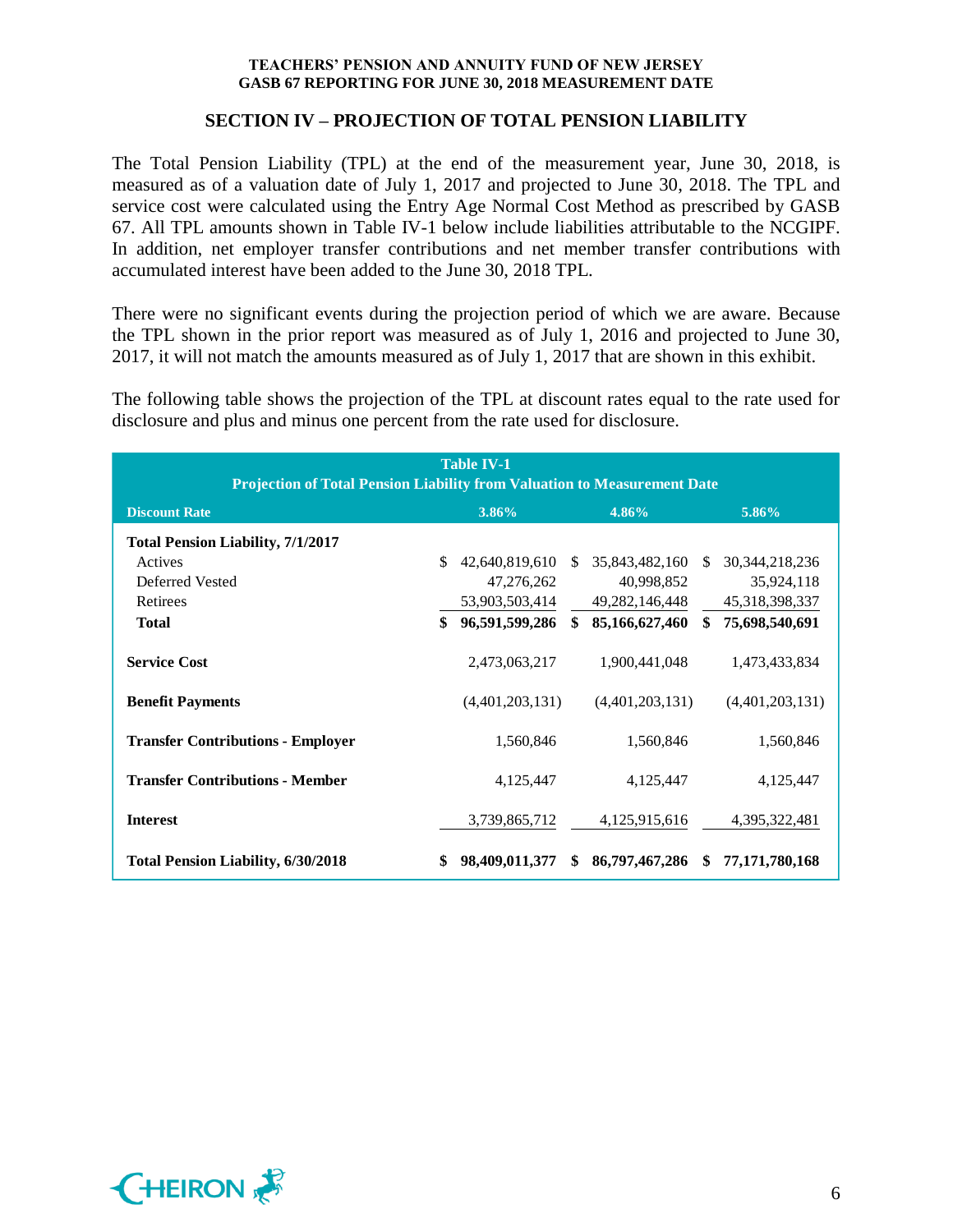## SECTION IV – PROJECTION OF TOTAL PENSION LIABILITY

The Total Pension Liability (TPL) at the end of the measurement year, June 30, 2018, is measured as of a valuation date of July 1, 2017 and projected to June 30, 2018. The TPL and service cost were calculated using the Entry Age Normal Cost Method as prescribed by GASB 67. All TPL amounts shown in Table IV-1 below include liabilities attributable to the NCGIPF. In addition, net employer transfer contributions and net member transfer contributions with accumulated interest have been added to the June 30, 2018 TPL.

There were no significant events during the projection period of which we are aware. Because the TPL shown in the prior report was measured as of July 1, 2016 and projected to June 30, 2017, it will not match the amounts measured as of July 1, 2017 that are shown in this exhibit.

The following table shows the projection of the TPL at discount rates equal to the rate used for disclosure and plus and minus one percent from the rate used for disclosure.

**Table IV-1**
**Projection of Total Pension Liability from Valuation to Measurement Date**

| Discount Rate | 3.86% | 4.86% | 5.86% |
|---|---|---|---|
| **Total Pension Liability, 7/1/2017** | | | |
| Actives | $ 42,640,819,610 | $ 35,843,482,160 | $ 30,344,218,236 |
| Deferred Vested | 47,276,262 | 40,998,852 | 35,924,118 |
| Retirees | 53,903,503,414 | 49,282,146,448 | 45,318,398,337 |
| **Total** | **$ 96,591,599,286** | **$ 85,166,627,460** | **$ 75,698,540,691** |
| **Service Cost** | 2,473,063,217 | 1,900,441,048 | 1,473,433,834 |
| **Benefit Payments** | (4,401,203,131) | (4,401,203,131) | (4,401,203,131) |
| **Transfer Contributions - Employer** | 1,560,846 | 1,560,846 | 1,560,846 |
| **Transfer Contributions - Member** | 4,125,447 | 4,125,447 | 4,125,447 |
| **Interest** | 3,739,865,712 | 4,125,915,616 | 4,395,322,481 |
| **Total Pension Liability, 6/30/2018** | **$ 98,409,011,377** | **$ 86,797,467,286** | **$ 77,171,780,168** |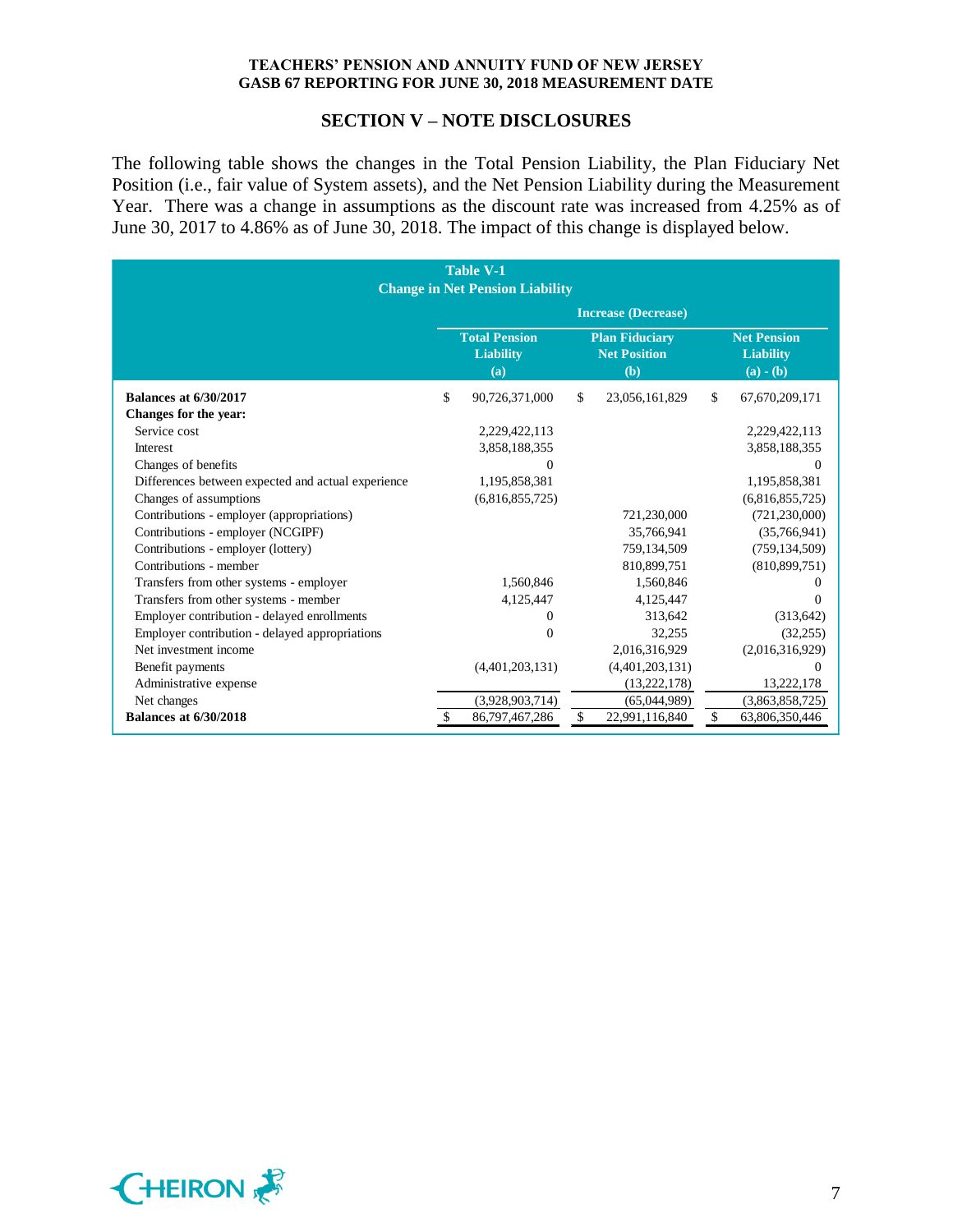## SECTION V – NOTE DISCLOSURES

The following table shows the changes in the Total Pension Liability, the Plan Fiduciary Net Position (i.e., fair value of System assets), and the Net Pension Liability during the Measurement Year. There was a change in assumptions as the discount rate was increased from 4.25% as of June 30, 2017 to 4.86% as of June 30, 2018. The impact of this change is displayed below.

**Table V-1**
**Change in Net Pension Liability**

| | Increase (Decrease) | | |
|---|---|---|---|
| | **Total Pension Liability (a)** | **Plan Fiduciary Net Position (b)** | **Net Pension Liability (a) - (b)** |
| **Balances at 6/30/2017** | $ 90,726,371,000 | $ 23,056,161,829 | $ 67,670,209,171 |
| **Changes for the year:** | | | |
| Service cost | 2,229,422,113 | | 2,229,422,113 |
| Interest | 3,858,188,355 | | 3,858,188,355 |
| Changes of benefits | 0 | | 0 |
| Differences between expected and actual experience | 1,195,858,381 | | 1,195,858,381 |
| Changes of assumptions | (6,816,855,725) | | (6,816,855,725) |
| Contributions - employer (appropriations) | | 721,230,000 | (721,230,000) |
| Contributions - employer (NCGIPF) | | 35,766,941 | (35,766,941) |
| Contributions - employer (lottery) | | 759,134,509 | (759,134,509) |
| Contributions - member | | 810,899,751 | (810,899,751) |
| Transfers from other systems - employer | 1,560,846 | 1,560,846 | 0 |
| Transfers from other systems - member | 4,125,447 | 4,125,447 | 0 |
| Employer contribution - delayed enrollments | 0 | 313,642 | (313,642) |
| Employer contribution - delayed appropriations | 0 | 32,255 | (32,255) |
| Net investment income | | 2,016,316,929 | (2,016,316,929) |
| Benefit payments | (4,401,203,131) | (4,401,203,131) | 0 |
| Administrative expense | | (13,222,178) | 13,222,178 |
| Net changes | (3,928,903,714) | (65,044,989) | (3,863,858,725) |
| **Balances at 6/30/2018** | $ 86,797,467,286 | $ 22,991,116,840 | $ 63,806,350,446 |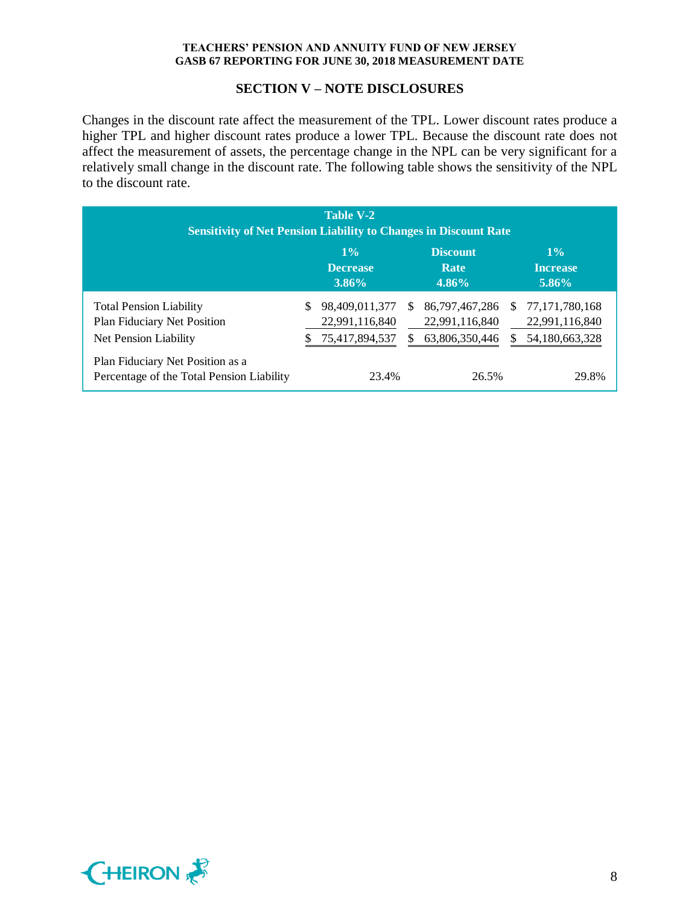## SECTION V – NOTE DISCLOSURES

Changes in the discount rate affect the measurement of the TPL. Lower discount rates produce a higher TPL and higher discount rates produce a lower TPL. Because the discount rate does not affect the measurement of assets, the percentage change in the NPL can be very significant for a relatively small change in the discount rate. The following table shows the sensitivity of the NPL to the discount rate.

**Table V-2**
**Sensitivity of Net Pension Liability to Changes in Discount Rate**

| | 1% Decrease 3.86% | Discount Rate 4.86% | 1% Increase 5.86% |
|---|---|---|---|
| Total Pension Liability | $ 98,409,011,377 | $ 86,797,467,286 | $ 77,171,780,168 |
| Plan Fiduciary Net Position | 22,991,116,840 | 22,991,116,840 | 22,991,116,840 |
| Net Pension Liability | $ 75,417,894,537 | $ 63,806,350,446 | $ 54,180,663,328 |
| Plan Fiduciary Net Position as a Percentage of the Total Pension Liability | 23.4% | 26.5% | 29.8% |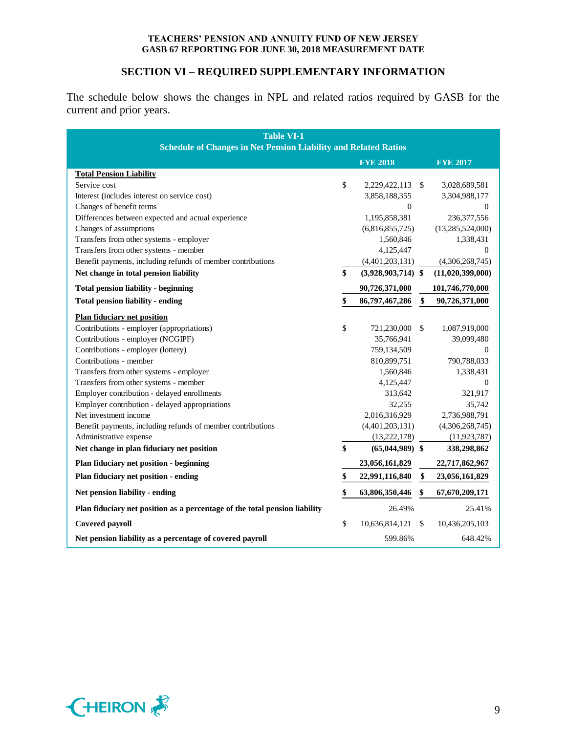## SECTION VI – REQUIRED SUPPLEMENTARY INFORMATION

The schedule below shows the changes in NPL and related ratios required by GASB for the current and prior years.

**Table VI-1**
**Schedule of Changes in Net Pension Liability and Related Ratios**

| | FYE 2018 | FYE 2017 |
|---|---|---|
| **Total Pension Liability** | | |
| Service cost | $ 2,229,422,113 | $ 3,028,689,581 |
| Interest (includes interest on service cost) | 3,858,188,355 | 3,304,988,177 |
| Changes of benefit terms | 0 | 0 |
| Differences between expected and actual experience | 1,195,858,381 | 236,377,556 |
| Changes of assumptions | (6,816,855,725) | (13,285,524,000) |
| Transfers from other systems - employer | 1,560,846 | 1,338,431 |
| Transfers from other systems - member | 4,125,447 | 0 |
| Benefit payments, including refunds of member contributions | (4,401,203,131) | (4,306,268,745) |
| **Net change in total pension liability** | **$ (3,928,903,714)** | **$ (11,020,399,000)** |
| **Total pension liability - beginning** | **90,726,371,000** | **101,746,770,000** |
| **Total pension liability - ending** | **$ 86,797,467,286** | **$ 90,726,371,000** |
| **Plan fiduciary net position** | | |
| Contributions - employer (appropriations) | $ 721,230,000 | $ 1,087,919,000 |
| Contributions - employer (NCGIPF) | 35,766,941 | 39,099,480 |
| Contributions - employer (lottery) | 759,134,509 | 0 |
| Contributions - member | 810,899,751 | 790,788,033 |
| Transfers from other systems - employer | 1,560,846 | 1,338,431 |
| Transfers from other systems - member | 4,125,447 | 0 |
| Employer contribution - delayed enrollments | 313,642 | 321,917 |
| Employer contribution - delayed appropriations | 32,255 | 35,742 |
| Net investment income | 2,016,316,929 | 2,736,988,791 |
| Benefit payments, including refunds of member contributions | (4,401,203,131) | (4,306,268,745) |
| Administrative expense | (13,222,178) | (11,923,787) |
| **Net change in plan fiduciary net position** | **$ (65,044,989)** | **$ 338,298,862** |
| **Plan fiduciary net position - beginning** | **23,056,161,829** | **22,717,862,967** |
| **Plan fiduciary net position - ending** | **$ 22,991,116,840** | **$ 23,056,161,829** |
| **Net pension liability - ending** | **$ 63,806,350,446** | **$ 67,670,209,171** |
| **Plan fiduciary net position as a percentage of the total pension liability** | 26.49% | 25.41% |
| **Covered payroll** | $ 10,636,814,121 | $ 10,436,205,103 |
| **Net pension liability as a percentage of covered payroll** | 599.86% | 648.42% |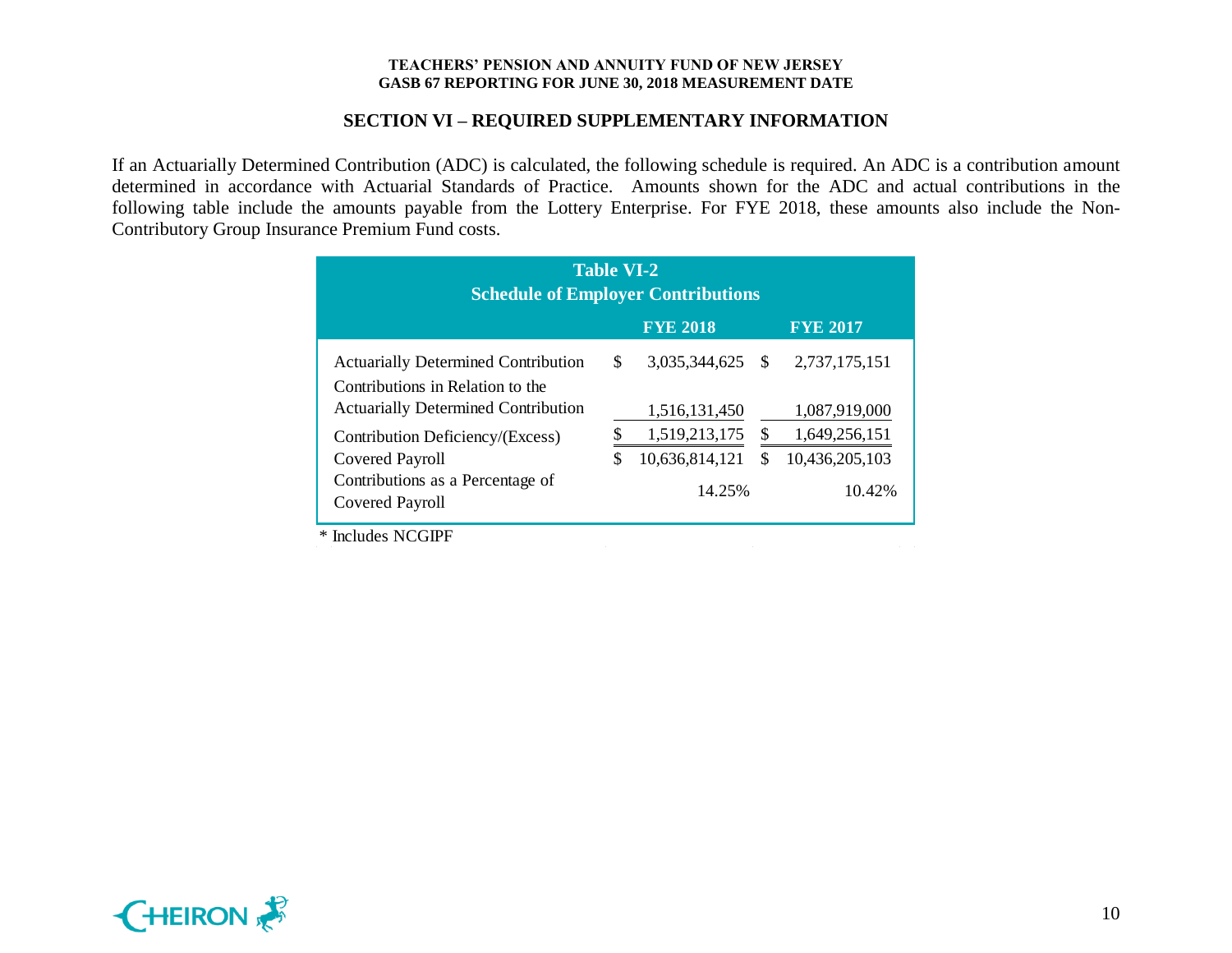## SECTION VI – REQUIRED SUPPLEMENTARY INFORMATION

If an Actuarially Determined Contribution (ADC) is calculated, the following schedule is required. An ADC is a contribution amount determined in accordance with Actuarial Standards of Practice. Amounts shown for the ADC and actual contributions in the following table include the amounts payable from the Lottery Enterprise. For FYE 2018, these amounts also include the Non-Contributory Group Insurance Premium Fund costs.

**Table VI-2**
**Schedule of Employer Contributions**

| | FYE 2018 | FYE 2017 |
|---|---|---|
| Actuarially Determined Contribution | $ 3,035,344,625 | $ 2,737,175,151 |
| Contributions in Relation to the Actuarially Determined Contribution | 1,516,131,450 | 1,087,919,000 |
| Contribution Deficiency/(Excess) | $ 1,519,213,175 | $ 1,649,256,151 |
| Covered Payroll | $ 10,636,814,121 | $ 10,436,205,103 |
| Contributions as a Percentage of Covered Payroll | 14.25% | 10.42% |

* Includes NCGIPF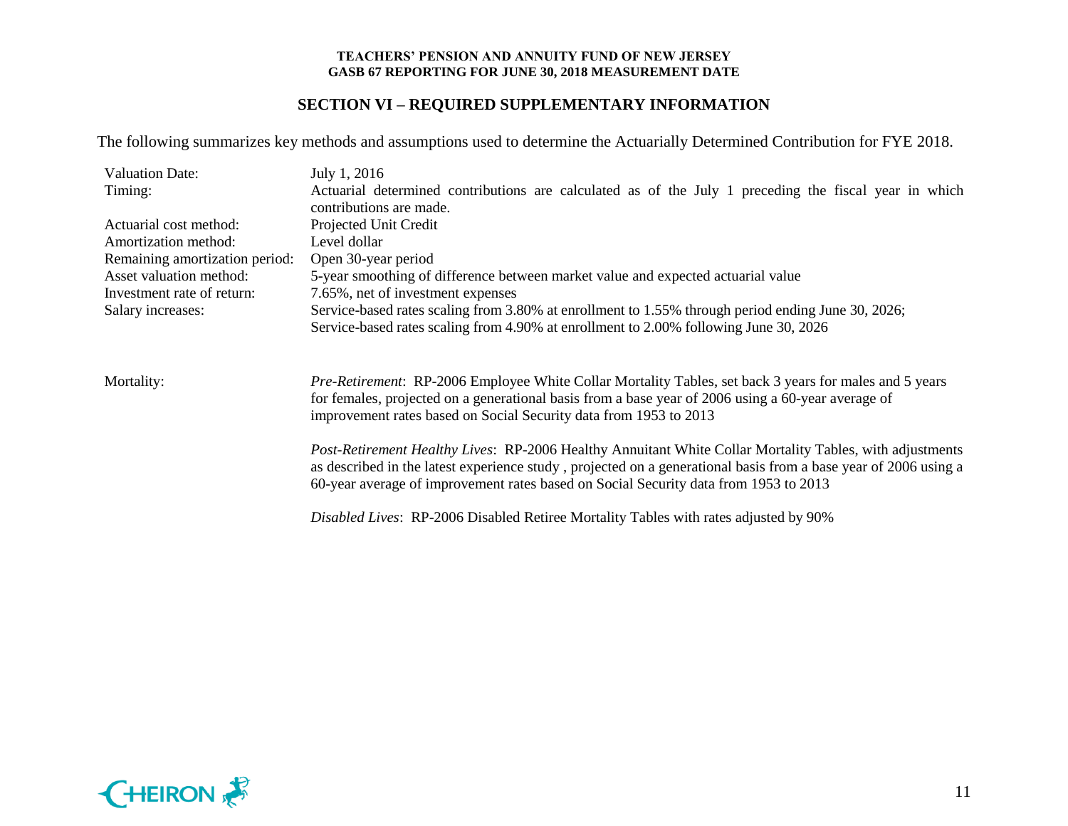## SECTION VI – REQUIRED SUPPLEMENTARY INFORMATION

The following summarizes key methods and assumptions used to determine the Actuarially Determined Contribution for FYE 2018.

| | |
|---|---|
| Valuation Date: | July 1, 2016 |
| Timing: | Actuarial determined contributions are calculated as of the July 1 preceding the fiscal year in which contributions are made. |
| Actuarial cost method: | Projected Unit Credit |
| Amortization method: | Level dollar |
| Remaining amortization period: | Open 30-year period |
| Asset valuation method: | 5-year smoothing of difference between market value and expected actuarial value |
| Investment rate of return: | 7.65%, net of investment expenses |
| Salary increases: | Service-based rates scaling from 3.80% at enrollment to 1.55% through period ending June 30, 2026; Service-based rates scaling from 4.90% at enrollment to 2.00% following June 30, 2026 |
| Mortality: | *Pre-Retirement*: RP-2006 Employee White Collar Mortality Tables, set back 3 years for males and 5 years for females, projected on a generational basis from a base year of 2006 using a 60-year average of improvement rates based on Social Security data from 1953 to 2013<br><br>*Post-Retirement Healthy Lives*: RP-2006 Healthy Annuitant White Collar Mortality Tables, with adjustments as described in the latest experience study , projected on a generational basis from a base year of 2006 using a 60-year average of improvement rates based on Social Security data from 1953 to 2013<br><br>*Disabled Lives*: RP-2006 Disabled Retiree Mortality Tables with rates adjusted by 90% |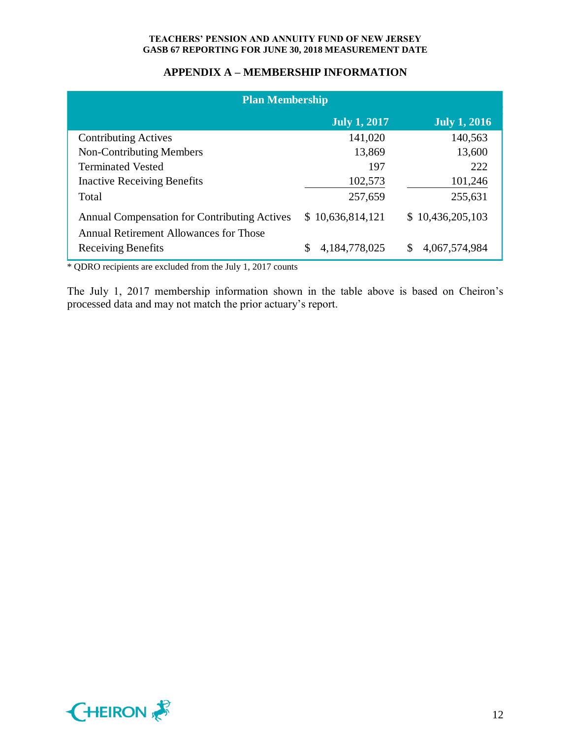## APPENDIX A – MEMBERSHIP INFORMATION

| Plan Membership | | |
|---|---|---|
| | **July 1, 2017** | **July 1, 2016** |
| Contributing Actives | 141,020 | 140,563 |
| Non-Contributing Members | 13,869 | 13,600 |
| Terminated Vested | 197 | 222 |
| Inactive Receiving Benefits | 102,573 | 101,246 |
| Total | 257,659 | 255,631 |
| Annual Compensation for Contributing Actives | $ 10,636,814,121 | $ 10,436,205,103 |
| Annual Retirement Allowances for Those Receiving Benefits | $ 4,184,778,025 | $ 4,067,574,984 |

* QDRO recipients are excluded from the July 1, 2017 counts

The July 1, 2017 membership information shown in the table above is based on Cheiron's processed data and may not match the prior actuary's report.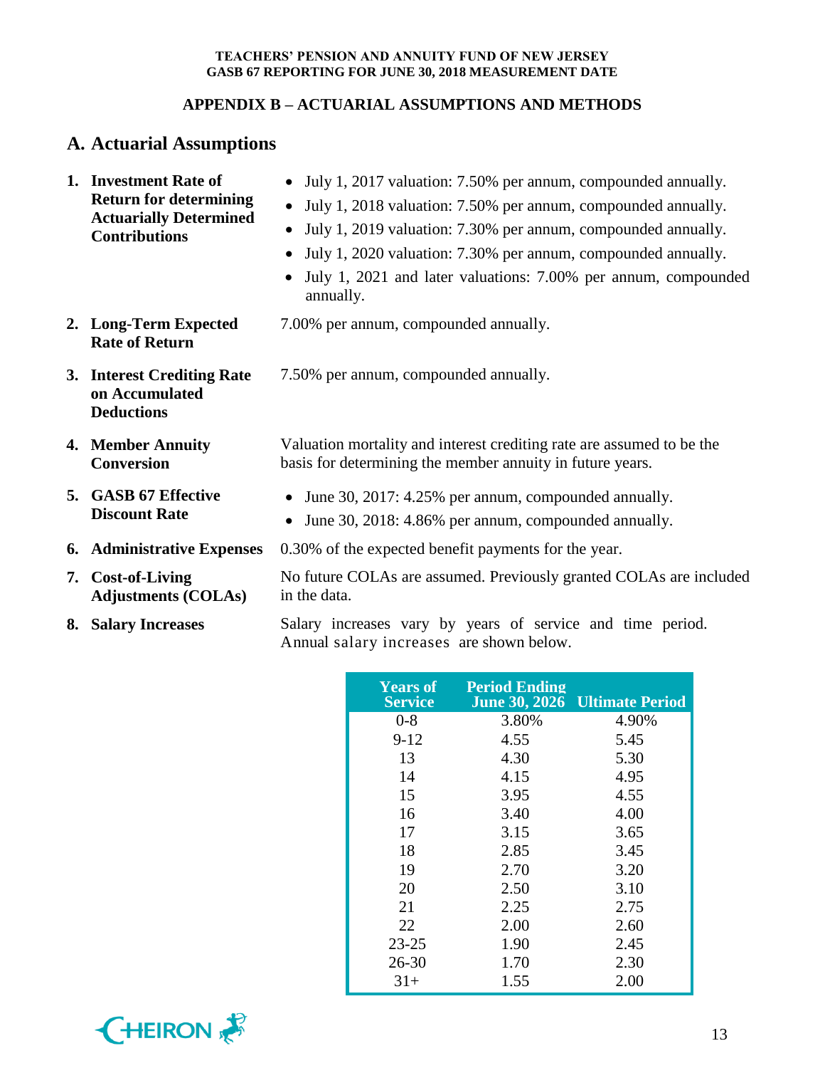## APPENDIX B – ACTUARIAL ASSUMPTIONS AND METHODS

## A. Actuarial Assumptions

1. **Investment Rate of Return for determining Actuarially Determined Contributions**
   - July 1, 2017 valuation: 7.50% per annum, compounded annually.
   - July 1, 2018 valuation: 7.50% per annum, compounded annually.
   - July 1, 2019 valuation: 7.30% per annum, compounded annually.
   - July 1, 2020 valuation: 7.30% per annum, compounded annually.
   - July 1, 2021 and later valuations: 7.00% per annum, compounded annually.

2. **Long-Term Expected Rate of Return** — 7.00% per annum, compounded annually.

3. **Interest Crediting Rate on Accumulated Deductions** — 7.50% per annum, compounded annually.

4. **Member Annuity Conversion** — Valuation mortality and interest crediting rate are assumed to be the basis for determining the member annuity in future years.

5. **GASB 67 Effective Discount Rate**
   - June 30, 2017: 4.25% per annum, compounded annually.
   - June 30, 2018: 4.86% per annum, compounded annually.

6. **Administrative Expenses** — 0.30% of the expected benefit payments for the year.

7. **Cost-of-Living Adjustments (COLAs)** — No future COLAs are assumed. Previously granted COLAs are included in the data.

8. **Salary Increases** — Salary increases vary by years of service and time period. Annual salary increases are shown below.

| Years of Service | Period Ending June 30, 2026 | Ultimate Period |
|---|---|---|
| 0-8 | 3.80% | 4.90% |
| 9-12 | 4.55 | 5.45 |
| 13 | 4.30 | 5.30 |
| 14 | 4.15 | 4.95 |
| 15 | 3.95 | 4.55 |
| 16 | 3.40 | 4.00 |
| 17 | 3.15 | 3.65 |
| 18 | 2.85 | 3.45 |
| 19 | 2.70 | 3.20 |
| 20 | 2.50 | 3.10 |
| 21 | 2.25 | 2.75 |
| 22 | 2.00 | 2.60 |
| 23-25 | 1.90 | 2.45 |
| 26-30 | 1.70 | 2.30 |
| 31+ | 1.55 | 2.00 |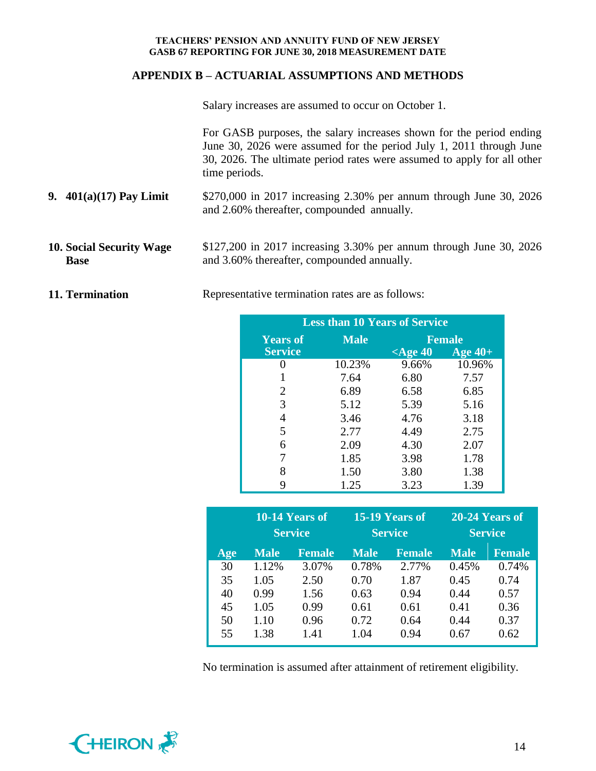## APPENDIX B – ACTUARIAL ASSUMPTIONS AND METHODS

Salary increases are assumed to occur on October 1.

For GASB purposes, the salary increases shown for the period ending June 30, 2026 were assumed for the period July 1, 2011 through June 30, 2026. The ultimate period rates were assumed to apply for all other time periods.

**9. 401(a)(17) Pay Limit**

$270,000 in 2017 increasing 2.30% per annum through June 30, 2026 and 2.60% thereafter, compounded annually.

**10. Social Security Wage Base**

$127,200 in 2017 increasing 3.30% per annum through June 30, 2026 and 3.60% thereafter, compounded annually.

**11. Termination**

Representative termination rates are as follows:

| Less than 10 Years of Service | | | |
|---|---|---|---|
| Years of Service | Male | Female | |
| | | <Age 40 | Age 40+ |
| 0 | 10.23% | 9.66% | 10.96% |
| 1 | 7.64 | 6.80 | 7.57 |
| 2 | 6.89 | 6.58 | 6.85 |
| 3 | 5.12 | 5.39 | 5.16 |
| 4 | 3.46 | 4.76 | 3.18 |
| 5 | 2.77 | 4.49 | 2.75 |
| 6 | 2.09 | 4.30 | 2.07 |
| 7 | 1.85 | 3.98 | 1.78 |
| 8 | 1.50 | 3.80 | 1.38 |
| 9 | 1.25 | 3.23 | 1.39 |

| | 10-14 Years of Service | | 15-19 Years of Service | | 20-24 Years of Service | |
|---|---|---|---|---|---|---|
| Age | Male | Female | Male | Female | Male | Female |
| 30 | 1.12% | 3.07% | 0.78% | 2.77% | 0.45% | 0.74% |
| 35 | 1.05 | 2.50 | 0.70 | 1.87 | 0.45 | 0.74 |
| 40 | 0.99 | 1.56 | 0.63 | 0.94 | 0.44 | 0.57 |
| 45 | 1.05 | 0.99 | 0.61 | 0.61 | 0.41 | 0.36 |
| 50 | 1.10 | 0.96 | 0.72 | 0.64 | 0.44 | 0.37 |
| 55 | 1.38 | 1.41 | 1.04 | 0.94 | 0.67 | 0.62 |

No termination is assumed after attainment of retirement eligibility.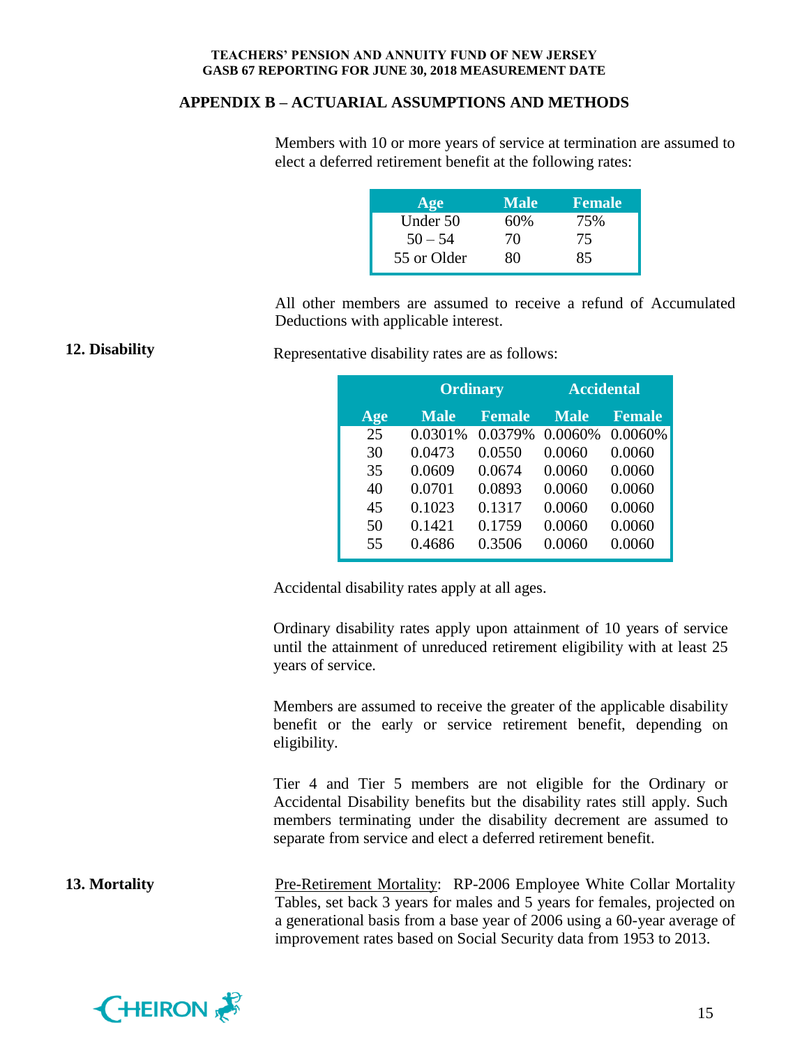## APPENDIX B – ACTUARIAL ASSUMPTIONS AND METHODS

Members with 10 or more years of service at termination are assumed to elect a deferred retirement benefit at the following rates:

| Age | Male | Female |
|---|---|---|
| Under 50 | 60% | 75% |
| 50 – 54 | 70 | 75 |
| 55 or Older | 80 | 85 |

All other members are assumed to receive a refund of Accumulated Deductions with applicable interest.

**12. Disability**

Representative disability rates are as follows:

| | Ordinary | | Accidental | |
|---|---|---|---|---|
| Age | Male | Female | Male | Female |
| 25 | 0.0301% | 0.0379% | 0.0060% | 0.0060% |
| 30 | 0.0473 | 0.0550 | 0.0060 | 0.0060 |
| 35 | 0.0609 | 0.0674 | 0.0060 | 0.0060 |
| 40 | 0.0701 | 0.0893 | 0.0060 | 0.0060 |
| 45 | 0.1023 | 0.1317 | 0.0060 | 0.0060 |
| 50 | 0.1421 | 0.1759 | 0.0060 | 0.0060 |
| 55 | 0.4686 | 0.3506 | 0.0060 | 0.0060 |

Accidental disability rates apply at all ages.

Ordinary disability rates apply upon attainment of 10 years of service until the attainment of unreduced retirement eligibility with at least 25 years of service.

Members are assumed to receive the greater of the applicable disability benefit or the early or service retirement benefit, depending on eligibility.

Tier 4 and Tier 5 members are not eligible for the Ordinary or Accidental Disability benefits but the disability rates still apply. Such members terminating under the disability decrement are assumed to separate from service and elect a deferred retirement benefit.

**13. Mortality**

Pre-Retirement Mortality: RP-2006 Employee White Collar Mortality Tables, set back 3 years for males and 5 years for females, projected on a generational basis from a base year of 2006 using a 60-year average of improvement rates based on Social Security data from 1953 to 2013.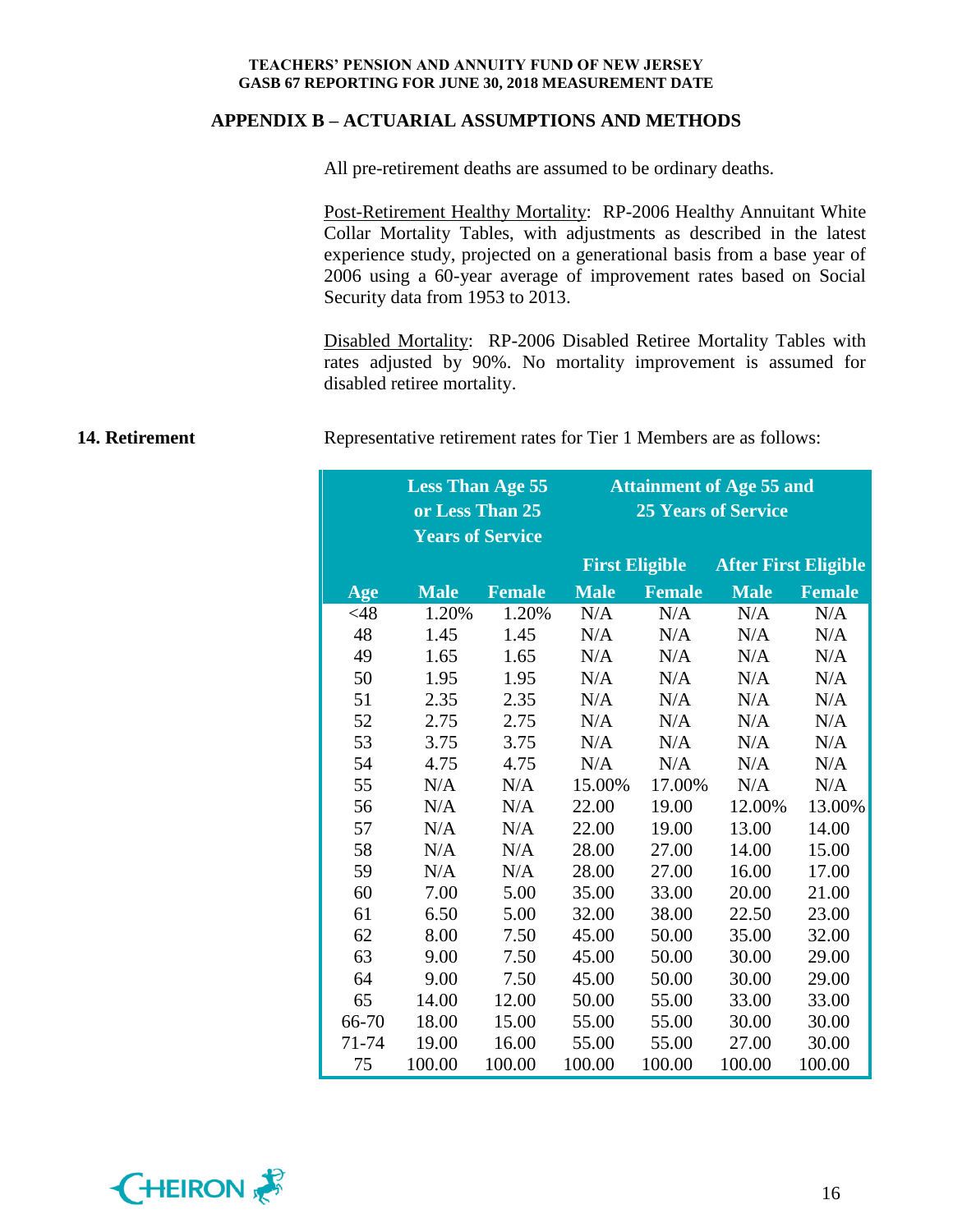## APPENDIX B – ACTUARIAL ASSUMPTIONS AND METHODS

All pre-retirement deaths are assumed to be ordinary deaths.

Post-Retirement Healthy Mortality: RP-2006 Healthy Annuitant White Collar Mortality Tables, with adjustments as described in the latest experience study, projected on a generational basis from a base year of 2006 using a 60-year average of improvement rates based on Social Security data from 1953 to 2013.

Disabled Mortality: RP-2006 Disabled Retiree Mortality Tables with rates adjusted by 90%. No mortality improvement is assumed for disabled retiree mortality.

**14. Retirement**

Representative retirement rates for Tier 1 Members are as follows:

| | Less Than Age 55 or Less Than 25 Years of Service | | Attainment of Age 55 and 25 Years of Service | | | |
|---|---|---|---|---|---|---|
| | | | First Eligible | | After First Eligible | |
| Age | Male | Female | Male | Female | Male | Female |
| <48 | 1.20% | 1.20% | N/A | N/A | N/A | N/A |
| 48 | 1.45 | 1.45 | N/A | N/A | N/A | N/A |
| 49 | 1.65 | 1.65 | N/A | N/A | N/A | N/A |
| 50 | 1.95 | 1.95 | N/A | N/A | N/A | N/A |
| 51 | 2.35 | 2.35 | N/A | N/A | N/A | N/A |
| 52 | 2.75 | 2.75 | N/A | N/A | N/A | N/A |
| 53 | 3.75 | 3.75 | N/A | N/A | N/A | N/A |
| 54 | 4.75 | 4.75 | N/A | N/A | N/A | N/A |
| 55 | N/A | N/A | 15.00% | 17.00% | N/A | N/A |
| 56 | N/A | N/A | 22.00 | 19.00 | 12.00% | 13.00% |
| 57 | N/A | N/A | 22.00 | 19.00 | 13.00 | 14.00 |
| 58 | N/A | N/A | 28.00 | 27.00 | 14.00 | 15.00 |
| 59 | N/A | N/A | 28.00 | 27.00 | 16.00 | 17.00 |
| 60 | 7.00 | 5.00 | 35.00 | 33.00 | 20.00 | 21.00 |
| 61 | 6.50 | 5.00 | 32.00 | 38.00 | 22.50 | 23.00 |
| 62 | 8.00 | 7.50 | 45.00 | 50.00 | 35.00 | 32.00 |
| 63 | 9.00 | 7.50 | 45.00 | 50.00 | 30.00 | 29.00 |
| 64 | 9.00 | 7.50 | 45.00 | 50.00 | 30.00 | 29.00 |
| 65 | 14.00 | 12.00 | 50.00 | 55.00 | 33.00 | 33.00 |
| 66-70 | 18.00 | 15.00 | 55.00 | 55.00 | 30.00 | 30.00 |
| 71-74 | 19.00 | 16.00 | 55.00 | 55.00 | 27.00 | 30.00 |
| 75 | 100.00 | 100.00 | 100.00 | 100.00 | 100.00 | 100.00 |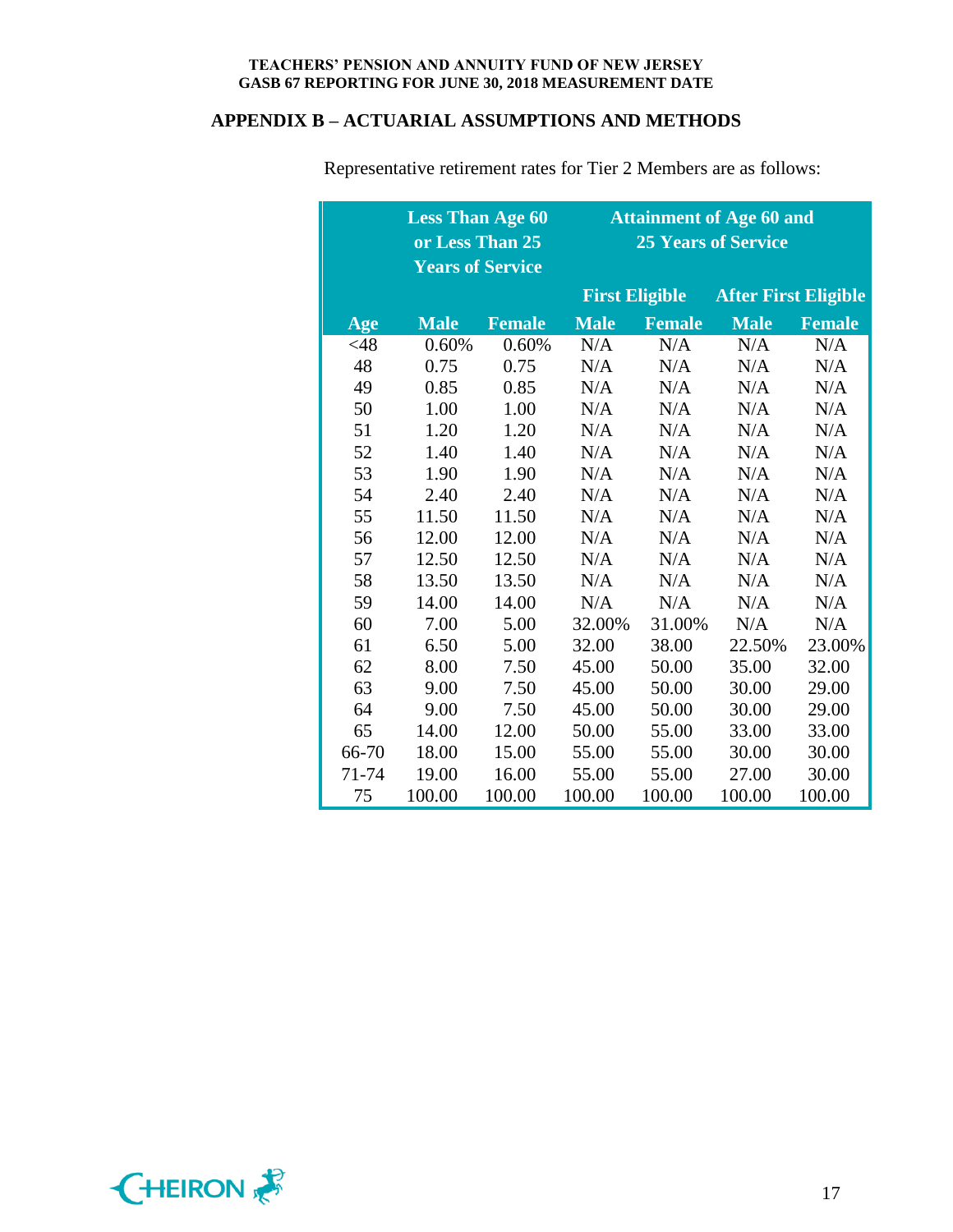## APPENDIX B – ACTUARIAL ASSUMPTIONS AND METHODS

Representative retirement rates for Tier 2 Members are as follows:

| | Less Than Age 60 or Less Than 25 Years of Service | | Attainment of Age 60 and 25 Years of Service | | | |
|---|---|---|---|---|---|---|
| | | | First Eligible | | After First Eligible | |
| Age | Male | Female | Male | Female | Male | Female |
| <48 | 0.60% | 0.60% | N/A | N/A | N/A | N/A |
| 48 | 0.75 | 0.75 | N/A | N/A | N/A | N/A |
| 49 | 0.85 | 0.85 | N/A | N/A | N/A | N/A |
| 50 | 1.00 | 1.00 | N/A | N/A | N/A | N/A |
| 51 | 1.20 | 1.20 | N/A | N/A | N/A | N/A |
| 52 | 1.40 | 1.40 | N/A | N/A | N/A | N/A |
| 53 | 1.90 | 1.90 | N/A | N/A | N/A | N/A |
| 54 | 2.40 | 2.40 | N/A | N/A | N/A | N/A |
| 55 | 11.50 | 11.50 | N/A | N/A | N/A | N/A |
| 56 | 12.00 | 12.00 | N/A | N/A | N/A | N/A |
| 57 | 12.50 | 12.50 | N/A | N/A | N/A | N/A |
| 58 | 13.50 | 13.50 | N/A | N/A | N/A | N/A |
| 59 | 14.00 | 14.00 | N/A | N/A | N/A | N/A |
| 60 | 7.00 | 5.00 | 32.00% | 31.00% | N/A | N/A |
| 61 | 6.50 | 5.00 | 32.00 | 38.00 | 22.50% | 23.00% |
| 62 | 8.00 | 7.50 | 45.00 | 50.00 | 35.00 | 32.00 |
| 63 | 9.00 | 7.50 | 45.00 | 50.00 | 30.00 | 29.00 |
| 64 | 9.00 | 7.50 | 45.00 | 50.00 | 30.00 | 29.00 |
| 65 | 14.00 | 12.00 | 50.00 | 55.00 | 33.00 | 33.00 |
| 66-70 | 18.00 | 15.00 | 55.00 | 55.00 | 30.00 | 30.00 |
| 71-74 | 19.00 | 16.00 | 55.00 | 55.00 | 27.00 | 30.00 |
| 75 | 100.00 | 100.00 | 100.00 | 100.00 | 100.00 | 100.00 |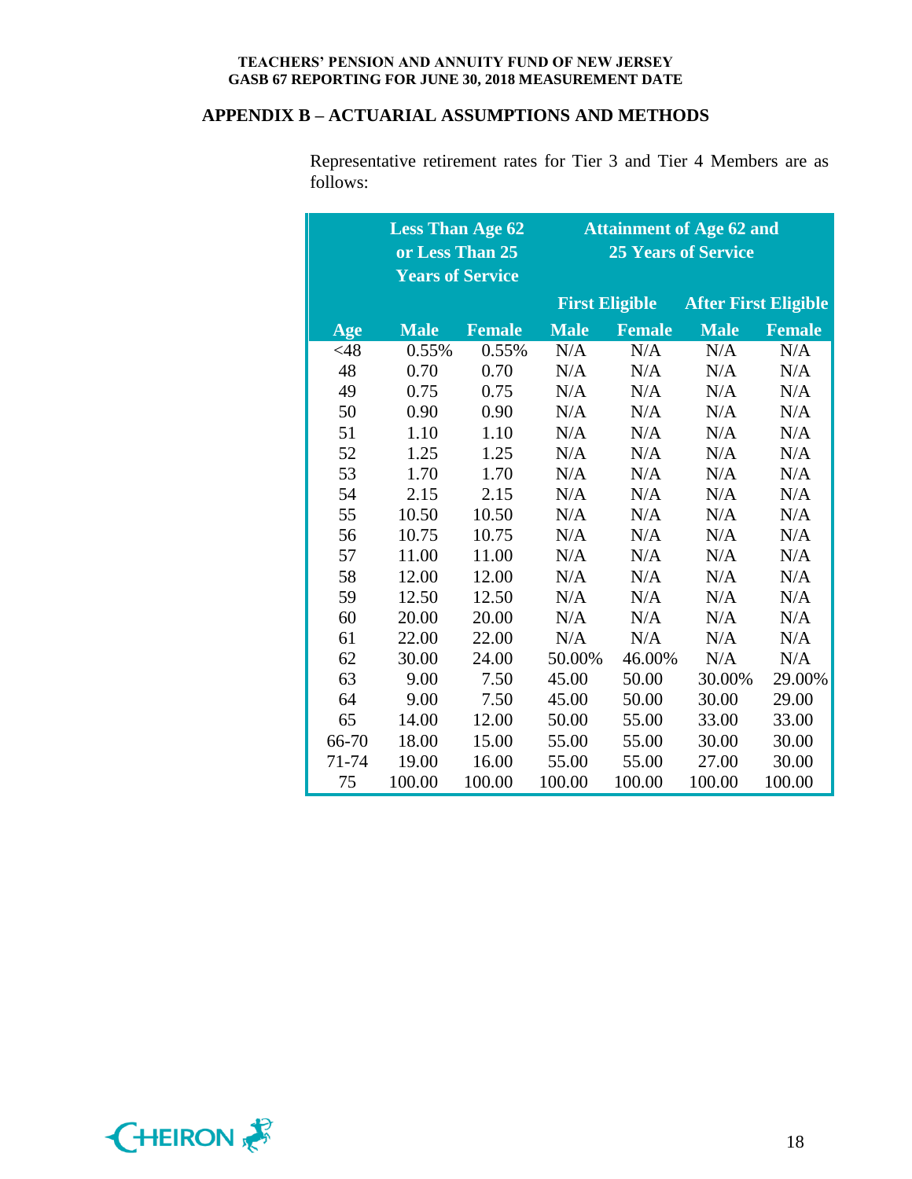## APPENDIX B – ACTUARIAL ASSUMPTIONS AND METHODS

Representative retirement rates for Tier 3 and Tier 4 Members are as follows:

| | Less Than Age 62 or Less Than 25 Years of Service | | Attainment of Age 62 and 25 Years of Service | | | |
|---|---|---|---|---|---|---|
| | | | First Eligible | | After First Eligible | |
| Age | Male | Female | Male | Female | Male | Female |
| <48 | 0.55% | 0.55% | N/A | N/A | N/A | N/A |
| 48 | 0.70 | 0.70 | N/A | N/A | N/A | N/A |
| 49 | 0.75 | 0.75 | N/A | N/A | N/A | N/A |
| 50 | 0.90 | 0.90 | N/A | N/A | N/A | N/A |
| 51 | 1.10 | 1.10 | N/A | N/A | N/A | N/A |
| 52 | 1.25 | 1.25 | N/A | N/A | N/A | N/A |
| 53 | 1.70 | 1.70 | N/A | N/A | N/A | N/A |
| 54 | 2.15 | 2.15 | N/A | N/A | N/A | N/A |
| 55 | 10.50 | 10.50 | N/A | N/A | N/A | N/A |
| 56 | 10.75 | 10.75 | N/A | N/A | N/A | N/A |
| 57 | 11.00 | 11.00 | N/A | N/A | N/A | N/A |
| 58 | 12.00 | 12.00 | N/A | N/A | N/A | N/A |
| 59 | 12.50 | 12.50 | N/A | N/A | N/A | N/A |
| 60 | 20.00 | 20.00 | N/A | N/A | N/A | N/A |
| 61 | 22.00 | 22.00 | N/A | N/A | N/A | N/A |
| 62 | 30.00 | 24.00 | 50.00% | 46.00% | N/A | N/A |
| 63 | 9.00 | 7.50 | 45.00 | 50.00 | 30.00% | 29.00% |
| 64 | 9.00 | 7.50 | 45.00 | 50.00 | 30.00 | 29.00 |
| 65 | 14.00 | 12.00 | 50.00 | 55.00 | 33.00 | 33.00 |
| 66-70 | 18.00 | 15.00 | 55.00 | 55.00 | 30.00 | 30.00 |
| 71-74 | 19.00 | 16.00 | 55.00 | 55.00 | 27.00 | 30.00 |
| 75 | 100.00 | 100.00 | 100.00 | 100.00 | 100.00 | 100.00 |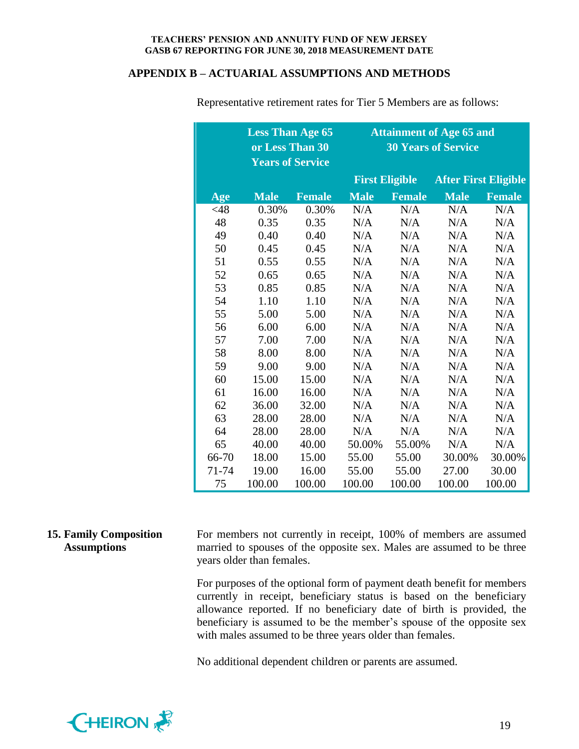## APPENDIX B – ACTUARIAL ASSUMPTIONS AND METHODS

Representative retirement rates for Tier 5 Members are as follows:

| | Less Than Age 65 or Less Than 30 Years of Service | | Attainment of Age 65 and 30 Years of Service | | | |
|---|---|---|---|---|---|---|
| | | | First Eligible | | After First Eligible | |
| Age | Male | Female | Male | Female | Male | Female |
| <48 | 0.30% | 0.30% | N/A | N/A | N/A | N/A |
| 48 | 0.35 | 0.35 | N/A | N/A | N/A | N/A |
| 49 | 0.40 | 0.40 | N/A | N/A | N/A | N/A |
| 50 | 0.45 | 0.45 | N/A | N/A | N/A | N/A |
| 51 | 0.55 | 0.55 | N/A | N/A | N/A | N/A |
| 52 | 0.65 | 0.65 | N/A | N/A | N/A | N/A |
| 53 | 0.85 | 0.85 | N/A | N/A | N/A | N/A |
| 54 | 1.10 | 1.10 | N/A | N/A | N/A | N/A |
| 55 | 5.00 | 5.00 | N/A | N/A | N/A | N/A |
| 56 | 6.00 | 6.00 | N/A | N/A | N/A | N/A |
| 57 | 7.00 | 7.00 | N/A | N/A | N/A | N/A |
| 58 | 8.00 | 8.00 | N/A | N/A | N/A | N/A |
| 59 | 9.00 | 9.00 | N/A | N/A | N/A | N/A |
| 60 | 15.00 | 15.00 | N/A | N/A | N/A | N/A |
| 61 | 16.00 | 16.00 | N/A | N/A | N/A | N/A |
| 62 | 36.00 | 32.00 | N/A | N/A | N/A | N/A |
| 63 | 28.00 | 28.00 | N/A | N/A | N/A | N/A |
| 64 | 28.00 | 28.00 | N/A | N/A | N/A | N/A |
| 65 | 40.00 | 40.00 | 50.00% | 55.00% | N/A | N/A |
| 66-70 | 18.00 | 15.00 | 55.00 | 55.00 | 30.00% | 30.00% |
| 71-74 | 19.00 | 16.00 | 55.00 | 55.00 | 27.00 | 30.00 |
| 75 | 100.00 | 100.00 | 100.00 | 100.00 | 100.00 | 100.00 |

**15. Family Composition Assumptions**

For members not currently in receipt, 100% of members are assumed married to spouses of the opposite sex. Males are assumed to be three years older than females.

For purposes of the optional form of payment death benefit for members currently in receipt, beneficiary status is based on the beneficiary allowance reported. If no beneficiary date of birth is provided, the beneficiary is assumed to be the member's spouse of the opposite sex with males assumed to be three years older than females.

No additional dependent children or parents are assumed.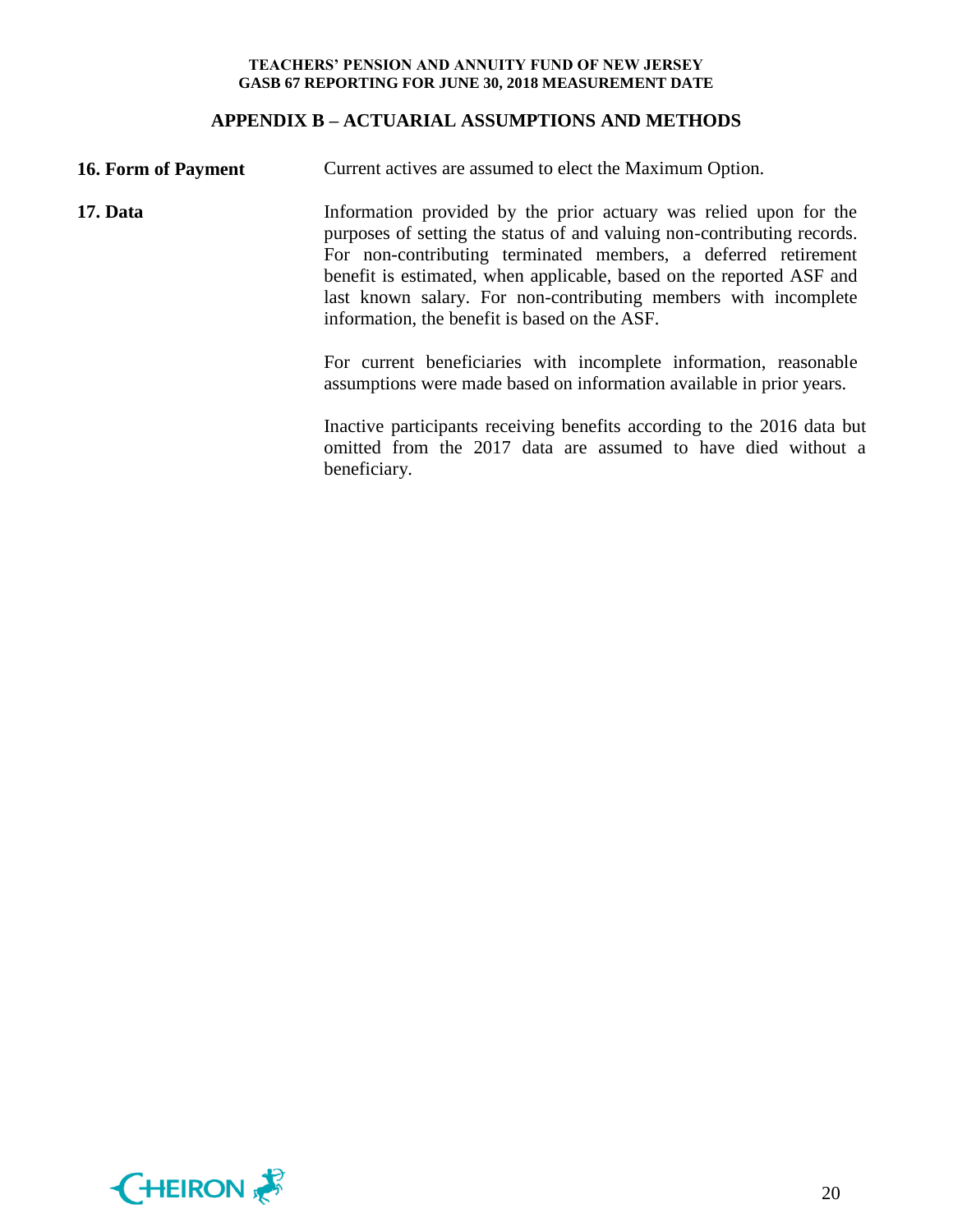## APPENDIX B – ACTUARIAL ASSUMPTIONS AND METHODS

**16. Form of Payment**

Current actives are assumed to elect the Maximum Option.

**17. Data**

Information provided by the prior actuary was relied upon for the purposes of setting the status of and valuing non-contributing records. For non-contributing terminated members, a deferred retirement benefit is estimated, when applicable, based on the reported ASF and last known salary. For non-contributing members with incomplete information, the benefit is based on the ASF.

For current beneficiaries with incomplete information, reasonable assumptions were made based on information available in prior years.

Inactive participants receiving benefits according to the 2016 data but omitted from the 2017 data are assumed to have died without a beneficiary.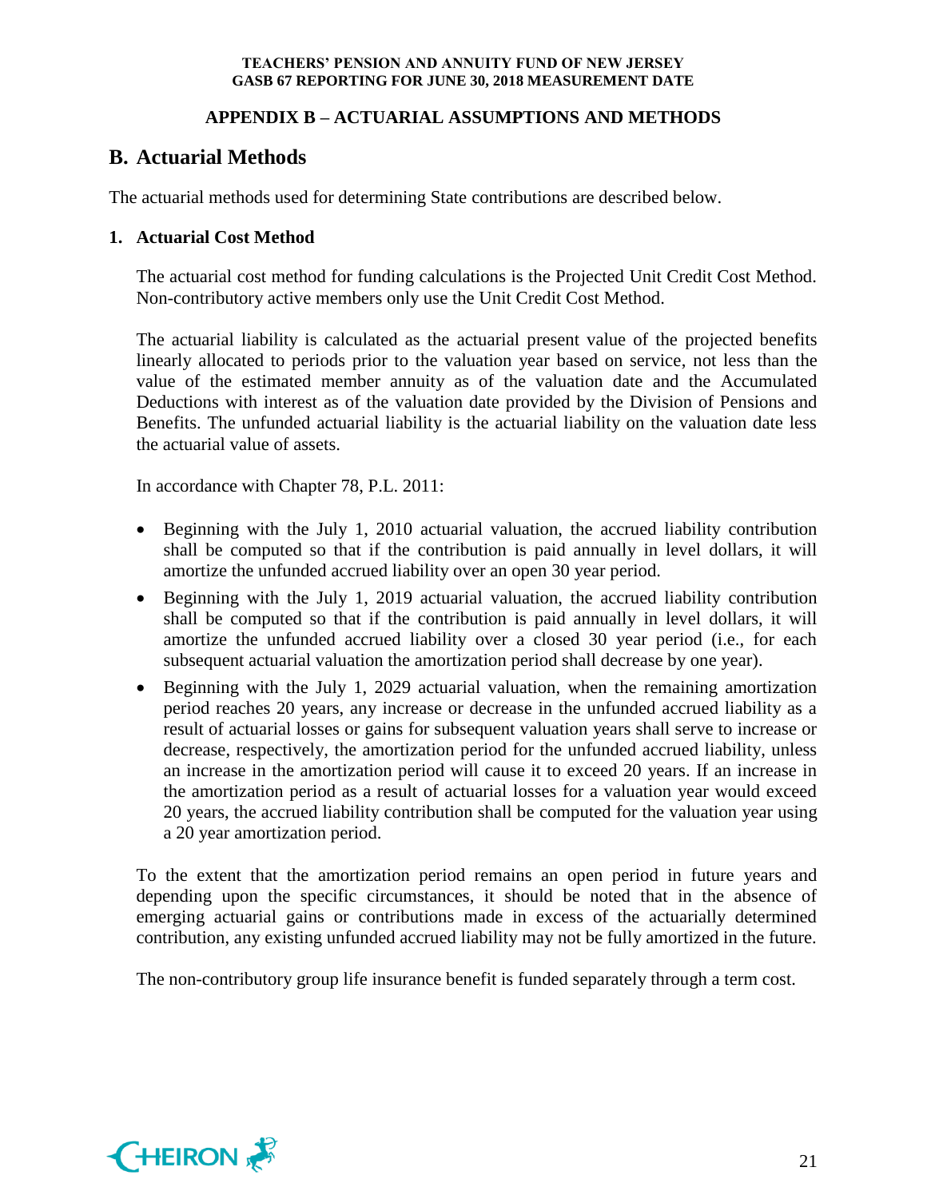## APPENDIX B – ACTUARIAL ASSUMPTIONS AND METHODS

## B. Actuarial Methods

The actuarial methods used for determining State contributions are described below.

### 1. Actuarial Cost Method

The actuarial cost method for funding calculations is the Projected Unit Credit Cost Method. Non-contributory active members only use the Unit Credit Cost Method.

The actuarial liability is calculated as the actuarial present value of the projected benefits linearly allocated to periods prior to the valuation year based on service, not less than the value of the estimated member annuity as of the valuation date and the Accumulated Deductions with interest as of the valuation date provided by the Division of Pensions and Benefits. The unfunded actuarial liability is the actuarial liability on the valuation date less the actuarial value of assets.

In accordance with Chapter 78, P.L. 2011:

- Beginning with the July 1, 2010 actuarial valuation, the accrued liability contribution shall be computed so that if the contribution is paid annually in level dollars, it will amortize the unfunded accrued liability over an open 30 year period.
- Beginning with the July 1, 2019 actuarial valuation, the accrued liability contribution shall be computed so that if the contribution is paid annually in level dollars, it will amortize the unfunded accrued liability over a closed 30 year period (i.e., for each subsequent actuarial valuation the amortization period shall decrease by one year).
- Beginning with the July 1, 2029 actuarial valuation, when the remaining amortization period reaches 20 years, any increase or decrease in the unfunded accrued liability as a result of actuarial losses or gains for subsequent valuation years shall serve to increase or decrease, respectively, the amortization period for the unfunded accrued liability, unless an increase in the amortization period will cause it to exceed 20 years. If an increase in the amortization period as a result of actuarial losses for a valuation year would exceed 20 years, the accrued liability contribution shall be computed for the valuation year using a 20 year amortization period.

To the extent that the amortization period remains an open period in future years and depending upon the specific circumstances, it should be noted that in the absence of emerging actuarial gains or contributions made in excess of the actuarially determined contribution, any existing unfunded accrued liability may not be fully amortized in the future.

The non-contributory group life insurance benefit is funded separately through a term cost.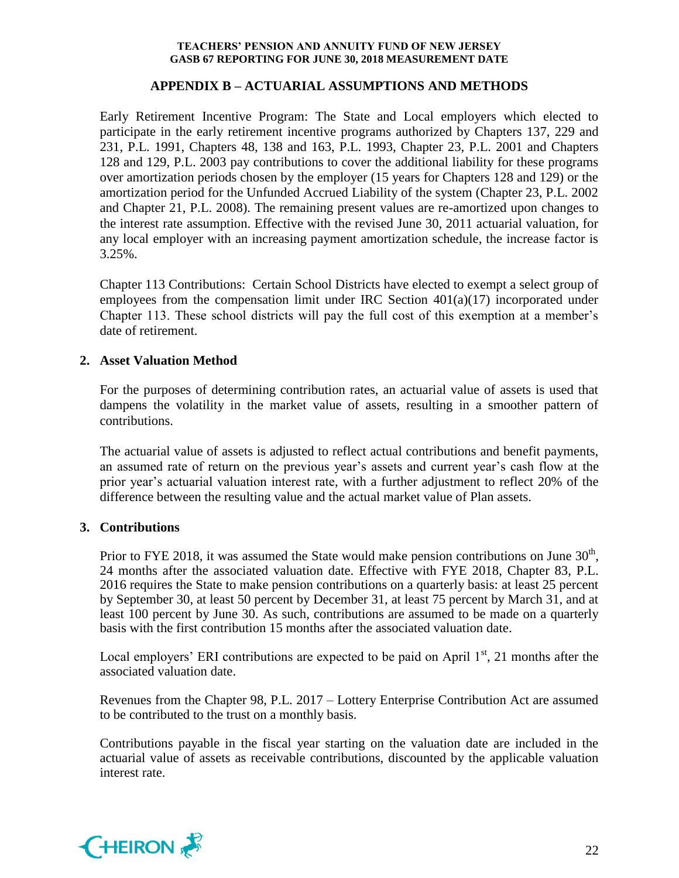## APPENDIX B – ACTUARIAL ASSUMPTIONS AND METHODS

Early Retirement Incentive Program: The State and Local employers which elected to participate in the early retirement incentive programs authorized by Chapters 137, 229 and 231, P.L. 1991, Chapters 48, 138 and 163, P.L. 1993, Chapter 23, P.L. 2001 and Chapters 128 and 129, P.L. 2003 pay contributions to cover the additional liability for these programs over amortization periods chosen by the employer (15 years for Chapters 128 and 129) or the amortization period for the Unfunded Accrued Liability of the system (Chapter 23, P.L. 2002 and Chapter 21, P.L. 2008). The remaining present values are re-amortized upon changes to the interest rate assumption. Effective with the revised June 30, 2011 actuarial valuation, for any local employer with an increasing payment amortization schedule, the increase factor is 3.25%.

Chapter 113 Contributions: Certain School Districts have elected to exempt a select group of employees from the compensation limit under IRC Section 401(a)(17) incorporated under Chapter 113. These school districts will pay the full cost of this exemption at a member's date of retirement.

### 2. Asset Valuation Method

For the purposes of determining contribution rates, an actuarial value of assets is used that dampens the volatility in the market value of assets, resulting in a smoother pattern of contributions.

The actuarial value of assets is adjusted to reflect actual contributions and benefit payments, an assumed rate of return on the previous year's assets and current year's cash flow at the prior year's actuarial valuation interest rate, with a further adjustment to reflect 20% of the difference between the resulting value and the actual market value of Plan assets.

### 3. Contributions

Prior to FYE 2018, it was assumed the State would make pension contributions on June 30th, 24 months after the associated valuation date. Effective with FYE 2018, Chapter 83, P.L. 2016 requires the State to make pension contributions on a quarterly basis: at least 25 percent by September 30, at least 50 percent by December 31, at least 75 percent by March 31, and at least 100 percent by June 30. As such, contributions are assumed to be made on a quarterly basis with the first contribution 15 months after the associated valuation date.

Local employers' ERI contributions are expected to be paid on April 1st, 21 months after the associated valuation date.

Revenues from the Chapter 98, P.L. 2017 – Lottery Enterprise Contribution Act are assumed to be contributed to the trust on a monthly basis.

Contributions payable in the fiscal year starting on the valuation date are included in the actuarial value of assets as receivable contributions, discounted by the applicable valuation interest rate.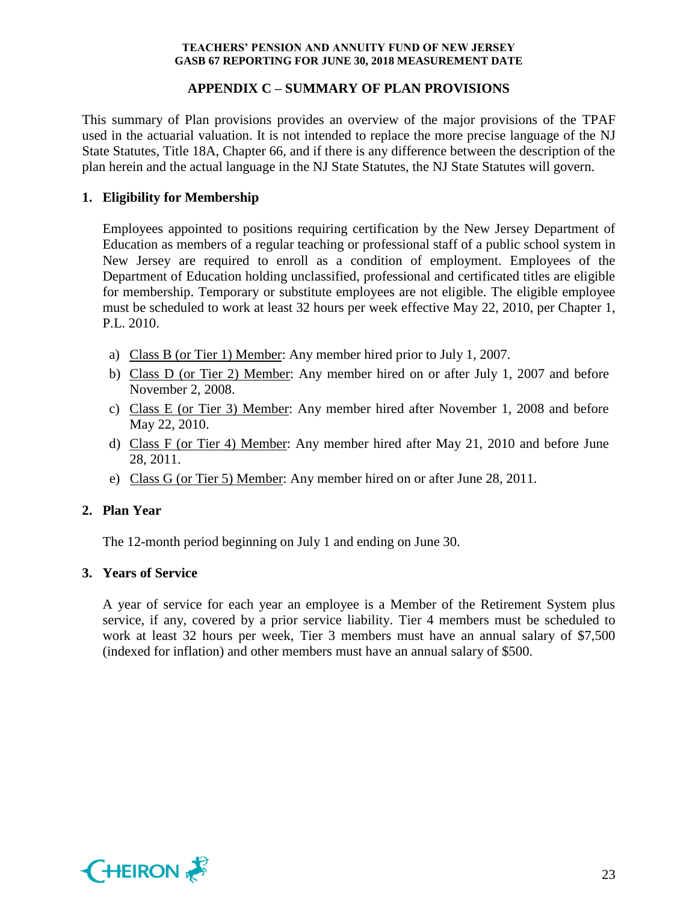## APPENDIX C – SUMMARY OF PLAN PROVISIONS

This summary of Plan provisions provides an overview of the major provisions of the TPAF used in the actuarial valuation. It is not intended to replace the more precise language of the NJ State Statutes, Title 18A, Chapter 66, and if there is any difference between the description of the plan herein and the actual language in the NJ State Statutes, the NJ State Statutes will govern.

### 1. Eligibility for Membership

Employees appointed to positions requiring certification by the New Jersey Department of Education as members of a regular teaching or professional staff of a public school system in New Jersey are required to enroll as a condition of employment. Employees of the Department of Education holding unclassified, professional and certificated titles are eligible for membership. Temporary or substitute employees are not eligible. The eligible employee must be scheduled to work at least 32 hours per week effective May 22, 2010, per Chapter 1, P.L. 2010.

a) Class B (or Tier 1) Member: Any member hired prior to July 1, 2007.
b) Class D (or Tier 2) Member: Any member hired on or after July 1, 2007 and before November 2, 2008.
c) Class E (or Tier 3) Member: Any member hired after November 1, 2008 and before May 22, 2010.
d) Class F (or Tier 4) Member: Any member hired after May 21, 2010 and before June 28, 2011.
e) Class G (or Tier 5) Member: Any member hired on or after June 28, 2011.

### 2. Plan Year

The 12-month period beginning on July 1 and ending on June 30.

### 3. Years of Service

A year of service for each year an employee is a Member of the Retirement System plus service, if any, covered by a prior service liability. Tier 4 members must be scheduled to work at least 32 hours per week, Tier 3 members must have an annual salary of $7,500 (indexed for inflation) and other members must have an annual salary of $500.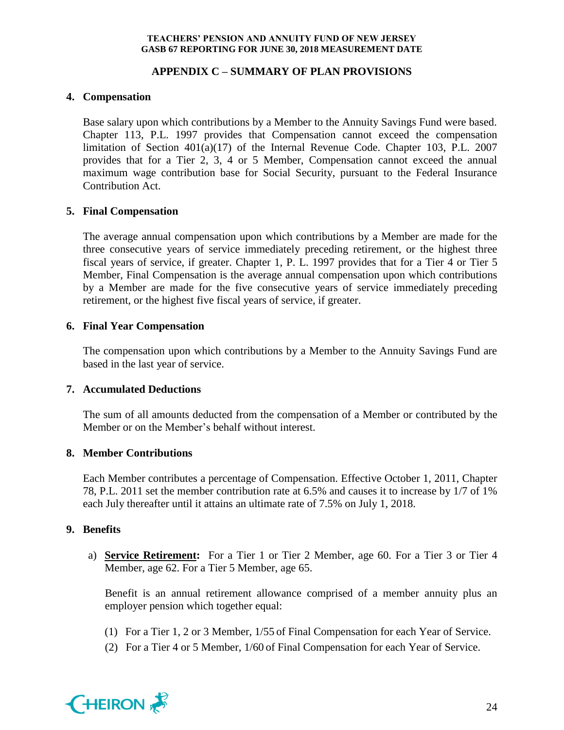## APPENDIX C – SUMMARY OF PLAN PROVISIONS

**4. Compensation**

Base salary upon which contributions by a Member to the Annuity Savings Fund were based. Chapter 113, P.L. 1997 provides that Compensation cannot exceed the compensation limitation of Section 401(a)(17) of the Internal Revenue Code. Chapter 103, P.L. 2007 provides that for a Tier 2, 3, 4 or 5 Member, Compensation cannot exceed the annual maximum wage contribution base for Social Security, pursuant to the Federal Insurance Contribution Act.

**5. Final Compensation**

The average annual compensation upon which contributions by a Member are made for the three consecutive years of service immediately preceding retirement, or the highest three fiscal years of service, if greater. Chapter 1, P. L. 1997 provides that for a Tier 4 or Tier 5 Member, Final Compensation is the average annual compensation upon which contributions by a Member are made for the five consecutive years of service immediately preceding retirement, or the highest five fiscal years of service, if greater.

**6. Final Year Compensation**

The compensation upon which contributions by a Member to the Annuity Savings Fund are based in the last year of service.

**7. Accumulated Deductions**

The sum of all amounts deducted from the compensation of a Member or contributed by the Member or on the Member's behalf without interest.

**8. Member Contributions**

Each Member contributes a percentage of Compensation. Effective October 1, 2011, Chapter 78, P.L. 2011 set the member contribution rate at 6.5% and causes it to increase by 1/7 of 1% each July thereafter until it attains an ultimate rate of 7.5% on July 1, 2018.

**9. Benefits**

a) **Service Retirement:** For a Tier 1 or Tier 2 Member, age 60. For a Tier 3 or Tier 4 Member, age 62. For a Tier 5 Member, age 65.

Benefit is an annual retirement allowance comprised of a member annuity plus an employer pension which together equal:

(1) For a Tier 1, 2 or 3 Member, 1/55 of Final Compensation for each Year of Service.

(2) For a Tier 4 or 5 Member, 1/60 of Final Compensation for each Year of Service.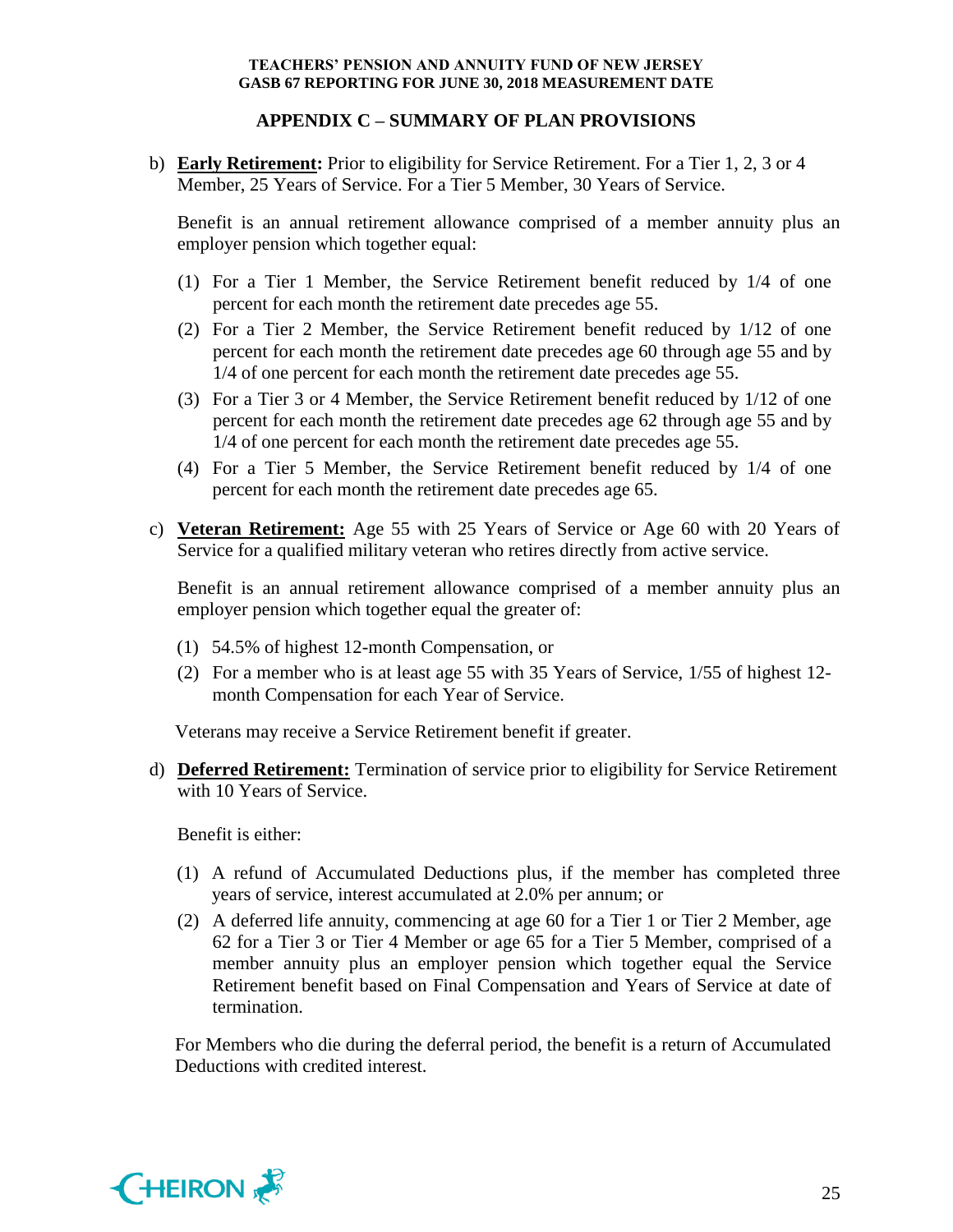## APPENDIX C – SUMMARY OF PLAN PROVISIONS

b) **Early Retirement:** Prior to eligibility for Service Retirement. For a Tier 1, 2, 3 or 4 Member, 25 Years of Service. For a Tier 5 Member, 30 Years of Service.

Benefit is an annual retirement allowance comprised of a member annuity plus an employer pension which together equal:

(1) For a Tier 1 Member, the Service Retirement benefit reduced by 1/4 of one percent for each month the retirement date precedes age 55.

(2) For a Tier 2 Member, the Service Retirement benefit reduced by 1/12 of one percent for each month the retirement date precedes age 60 through age 55 and by 1/4 of one percent for each month the retirement date precedes age 55.

(3) For a Tier 3 or 4 Member, the Service Retirement benefit reduced by 1/12 of one percent for each month the retirement date precedes age 62 through age 55 and by 1/4 of one percent for each month the retirement date precedes age 55.

(4) For a Tier 5 Member, the Service Retirement benefit reduced by 1/4 of one percent for each month the retirement date precedes age 65.

c) **Veteran Retirement:** Age 55 with 25 Years of Service or Age 60 with 20 Years of Service for a qualified military veteran who retires directly from active service.

Benefit is an annual retirement allowance comprised of a member annuity plus an employer pension which together equal the greater of:

(1) 54.5% of highest 12-month Compensation, or

(2) For a member who is at least age 55 with 35 Years of Service, 1/55 of highest 12-month Compensation for each Year of Service.

Veterans may receive a Service Retirement benefit if greater.

d) **Deferred Retirement:** Termination of service prior to eligibility for Service Retirement with 10 Years of Service.

Benefit is either:

(1) A refund of Accumulated Deductions plus, if the member has completed three years of service, interest accumulated at 2.0% per annum; or

(2) A deferred life annuity, commencing at age 60 for a Tier 1 or Tier 2 Member, age 62 for a Tier 3 or Tier 4 Member or age 65 for a Tier 5 Member, comprised of a member annuity plus an employer pension which together equal the Service Retirement benefit based on Final Compensation and Years of Service at date of termination.

For Members who die during the deferral period, the benefit is a return of Accumulated Deductions with credited interest.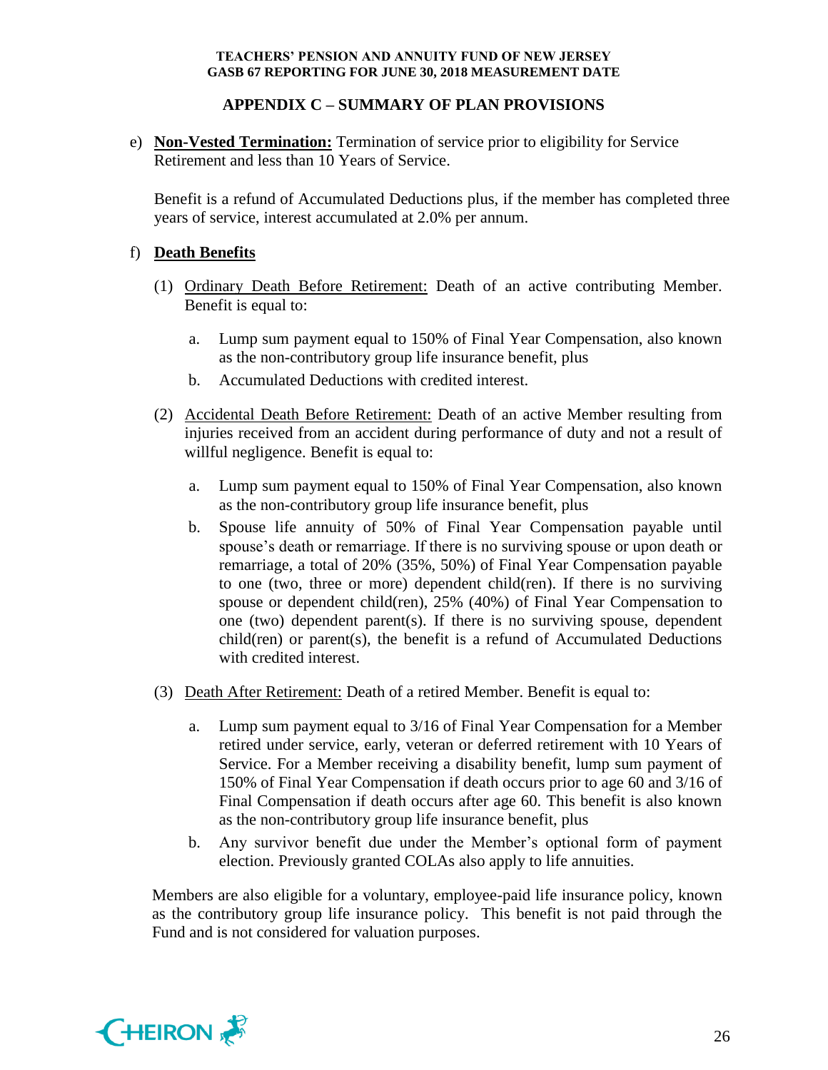## APPENDIX C – SUMMARY OF PLAN PROVISIONS

e) **Non-Vested Termination:** Termination of service prior to eligibility for Service Retirement and less than 10 Years of Service.

   Benefit is a refund of Accumulated Deductions plus, if the member has completed three years of service, interest accumulated at 2.0% per annum.

f) **Death Benefits**

   (1) Ordinary Death Before Retirement: Death of an active contributing Member. Benefit is equal to:

      a. Lump sum payment equal to 150% of Final Year Compensation, also known as the non-contributory group life insurance benefit, plus
      b. Accumulated Deductions with credited interest.

   (2) Accidental Death Before Retirement: Death of an active Member resulting from injuries received from an accident during performance of duty and not a result of willful negligence. Benefit is equal to:

      a. Lump sum payment equal to 150% of Final Year Compensation, also known as the non-contributory group life insurance benefit, plus
      b. Spouse life annuity of 50% of Final Year Compensation payable until spouse's death or remarriage. If there is no surviving spouse or upon death or remarriage, a total of 20% (35%, 50%) of Final Year Compensation payable to one (two, three or more) dependent child(ren). If there is no surviving spouse or dependent child(ren), 25% (40%) of Final Year Compensation to one (two) dependent parent(s). If there is no surviving spouse, dependent child(ren) or parent(s), the benefit is a refund of Accumulated Deductions with credited interest.

   (3) Death After Retirement: Death of a retired Member. Benefit is equal to:

      a. Lump sum payment equal to 3/16 of Final Year Compensation for a Member retired under service, early, veteran or deferred retirement with 10 Years of Service. For a Member receiving a disability benefit, lump sum payment of 150% of Final Year Compensation if death occurs prior to age 60 and 3/16 of Final Compensation if death occurs after age 60. This benefit is also known as the non-contributory group life insurance benefit, plus
      b. Any survivor benefit due under the Member's optional form of payment election. Previously granted COLAs also apply to life annuities.

   Members are also eligible for a voluntary, employee-paid life insurance policy, known as the contributory group life insurance policy. This benefit is not paid through the Fund and is not considered for valuation purposes.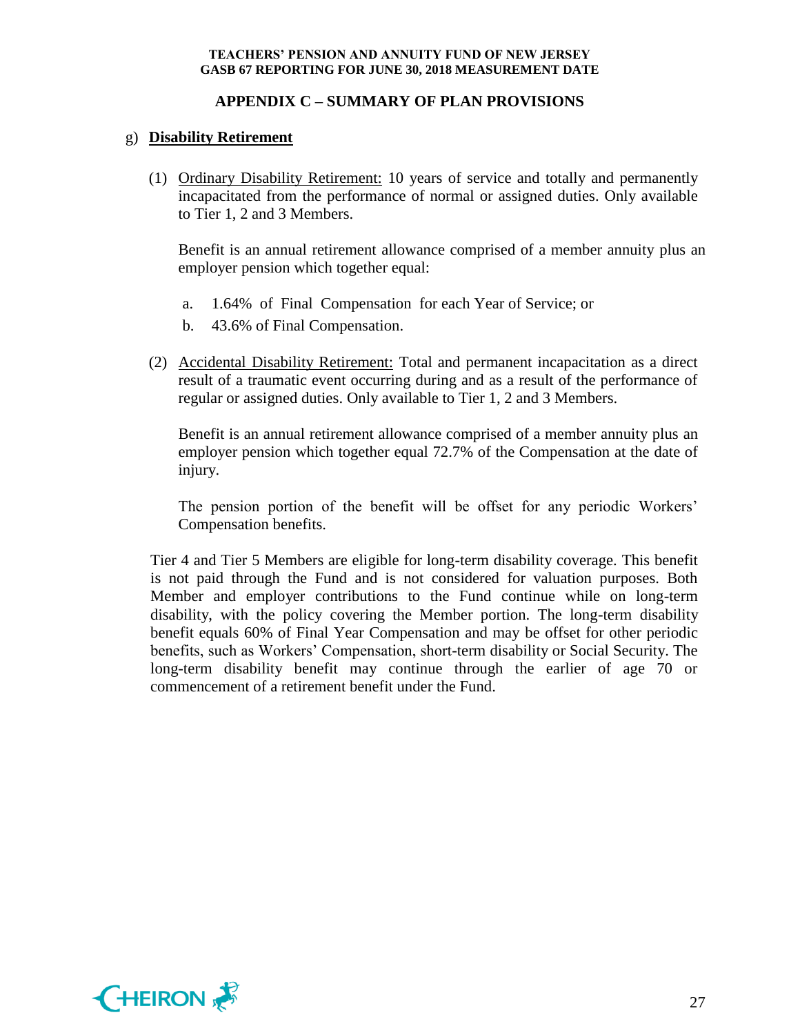## APPENDIX C – SUMMARY OF PLAN PROVISIONS

g) **Disability Retirement**

(1) Ordinary Disability Retirement: 10 years of service and totally and permanently incapacitated from the performance of normal or assigned duties. Only available to Tier 1, 2 and 3 Members.

Benefit is an annual retirement allowance comprised of a member annuity plus an employer pension which together equal:

a. 1.64% of Final Compensation for each Year of Service; or
b. 43.6% of Final Compensation.

(2) Accidental Disability Retirement: Total and permanent incapacitation as a direct result of a traumatic event occurring during and as a result of the performance of regular or assigned duties. Only available to Tier 1, 2 and 3 Members.

Benefit is an annual retirement allowance comprised of a member annuity plus an employer pension which together equal 72.7% of the Compensation at the date of injury.

The pension portion of the benefit will be offset for any periodic Workers' Compensation benefits.

Tier 4 and Tier 5 Members are eligible for long-term disability coverage. This benefit is not paid through the Fund and is not considered for valuation purposes. Both Member and employer contributions to the Fund continue while on long-term disability, with the policy covering the Member portion. The long-term disability benefit equals 60% of Final Year Compensation and may be offset for other periodic benefits, such as Workers' Compensation, short-term disability or Social Security. The long-term disability benefit may continue through the earlier of age 70 or commencement of a retirement benefit under the Fund.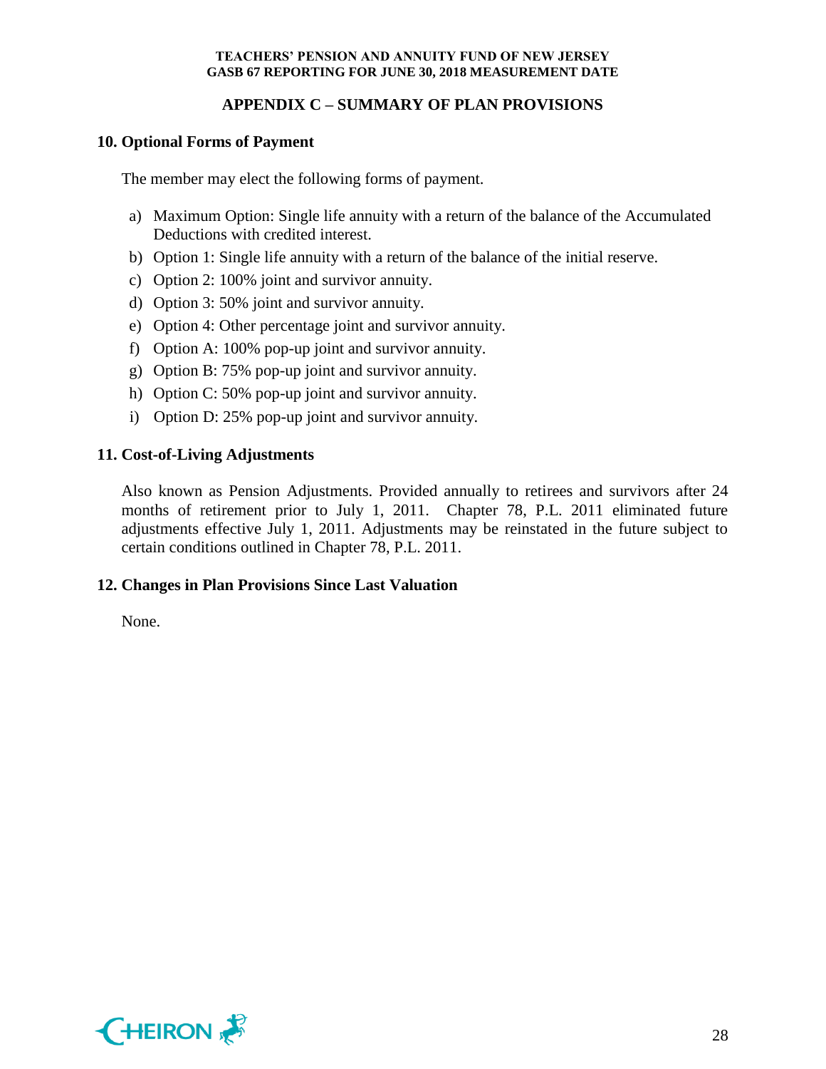## APPENDIX C – SUMMARY OF PLAN PROVISIONS

### 10. Optional Forms of Payment

The member may elect the following forms of payment.

a) Maximum Option: Single life annuity with a return of the balance of the Accumulated Deductions with credited interest.
b) Option 1: Single life annuity with a return of the balance of the initial reserve.
c) Option 2: 100% joint and survivor annuity.
d) Option 3: 50% joint and survivor annuity.
e) Option 4: Other percentage joint and survivor annuity.
f) Option A: 100% pop-up joint and survivor annuity.
g) Option B: 75% pop-up joint and survivor annuity.
h) Option C: 50% pop-up joint and survivor annuity.
i) Option D: 25% pop-up joint and survivor annuity.

### 11. Cost-of-Living Adjustments

Also known as Pension Adjustments. Provided annually to retirees and survivors after 24 months of retirement prior to July 1, 2011. Chapter 78, P.L. 2011 eliminated future adjustments effective July 1, 2011. Adjustments may be reinstated in the future subject to certain conditions outlined in Chapter 78, P.L. 2011.

### 12. Changes in Plan Provisions Since Last Valuation

None.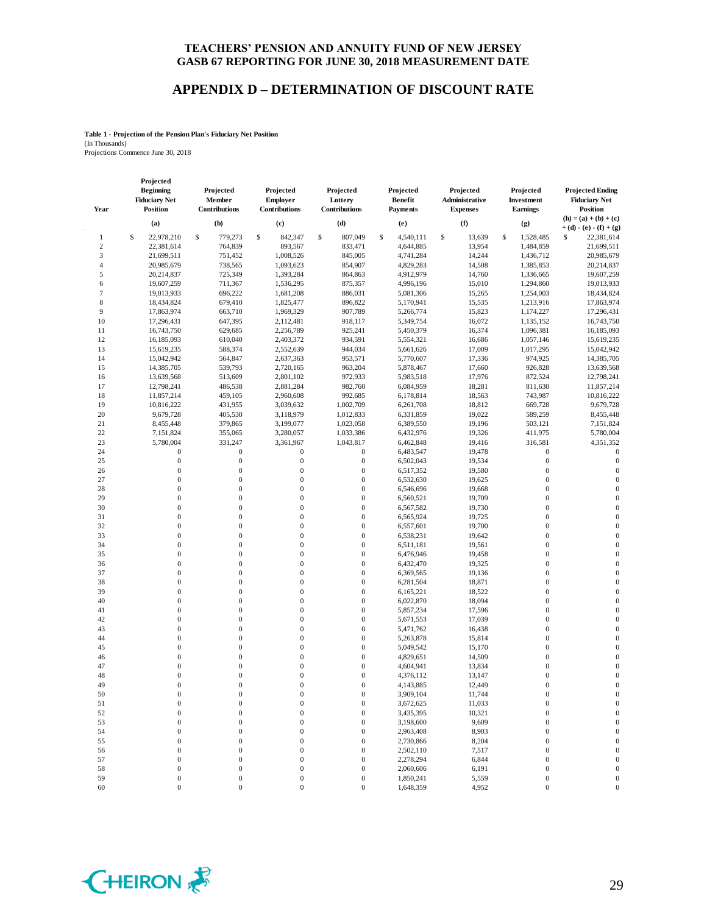## APPENDIX D – DETERMINATION OF DISCOUNT RATE

**Table 1 - Projection of the Pension Plan's Fiduciary Net Position**
(In Thousands)
Projections Commence June 30, 2018

| Year | Projected Beginning Fiduciary Net Position | Projected Member Contributions | Projected Employer Contributions | Projected Lottery Contributions | Projected Benefit Payments | Projected Administrative Expenses | Projected Investment Earnings | Projected Ending Fiduciary Net Position |
|---|---|---|---|---|---|---|---|---|
| | (a) | (b) | (c) | (d) | (e) | (f) | (g) | (h) = (a) + (b) + (c) + (d) - (e) - (f) + (g) |
| 1 | $ 22,978,210 | $ 779,273 | $ 842,347 | $ 807,049 | $ 4,540,111 | $ 13,639 | $ 1,528,485 | $ 22,381,614 |
| 2 | 22,381,614 | 764,839 | 893,567 | 833,471 | 4,644,885 | 13,954 | 1,484,859 | 21,699,511 |
| 3 | 21,699,511 | 751,452 | 1,008,526 | 845,005 | 4,741,284 | 14,244 | 1,436,712 | 20,985,679 |
| 4 | 20,985,679 | 738,565 | 1,093,623 | 854,907 | 4,829,283 | 14,508 | 1,385,853 | 20,214,837 |
| 5 | 20,214,837 | 725,349 | 1,393,284 | 864,863 | 4,912,979 | 14,760 | 1,336,665 | 19,607,259 |
| 6 | 19,607,259 | 711,367 | 1,536,295 | 875,357 | 4,996,196 | 15,010 | 1,294,860 | 19,013,933 |
| 7 | 19,013,933 | 696,222 | 1,681,208 | 886,031 | 5,081,306 | 15,265 | 1,254,003 | 18,434,824 |
| 8 | 18,434,824 | 679,410 | 1,825,477 | 896,822 | 5,170,941 | 15,535 | 1,213,916 | 17,863,974 |
| 9 | 17,863,974 | 663,710 | 1,969,329 | 907,789 | 5,266,774 | 15,823 | 1,174,227 | 17,296,431 |
| 10 | 17,296,431 | 647,395 | 2,112,481 | 918,117 | 5,349,754 | 16,072 | 1,135,152 | 16,743,750 |
| 11 | 16,743,750 | 629,685 | 2,256,789 | 925,241 | 5,450,379 | 16,374 | 1,096,381 | 16,185,093 |
| 12 | 16,185,093 | 610,040 | 2,403,372 | 934,591 | 5,554,321 | 16,686 | 1,057,146 | 15,619,235 |
| 13 | 15,619,235 | 588,374 | 2,552,639 | 944,034 | 5,661,626 | 17,009 | 1,017,295 | 15,042,942 |
| 14 | 15,042,942 | 564,847 | 2,637,363 | 953,571 | 5,770,607 | 17,336 | 974,925 | 14,385,705 |
| 15 | 14,385,705 | 539,793 | 2,720,165 | 963,204 | 5,878,467 | 17,660 | 926,828 | 13,639,568 |
| 16 | 13,639,568 | 513,609 | 2,801,102 | 972,933 | 5,983,518 | 17,976 | 872,524 | 12,798,241 |
| 17 | 12,798,241 | 486,538 | 2,881,284 | 982,760 | 6,084,959 | 18,281 | 811,630 | 11,857,214 |
| 18 | 11,857,214 | 459,105 | 2,960,608 | 992,685 | 6,178,814 | 18,563 | 743,987 | 10,816,222 |
| 19 | 10,816,222 | 431,955 | 3,039,632 | 1,002,709 | 6,261,708 | 18,812 | 669,728 | 9,679,728 |
| 20 | 9,679,728 | 405,530 | 3,118,979 | 1,012,833 | 6,331,859 | 19,022 | 589,259 | 8,455,448 |
| 21 | 8,455,448 | 379,865 | 3,199,077 | 1,023,058 | 6,389,550 | 19,196 | 503,121 | 7,151,824 |
| 22 | 7,151,824 | 355,065 | 3,280,057 | 1,033,386 | 6,432,976 | 19,326 | 411,975 | 5,780,004 |
| 23 | 5,780,004 | 331,247 | 3,361,967 | 1,043,817 | 6,462,848 | 19,416 | 316,581 | 4,351,352 |
| 24 | 0 | 0 | 0 | 0 | 6,483,547 | 19,478 | 0 | 0 |
| 25 | 0 | 0 | 0 | 0 | 6,502,043 | 19,534 | 0 | 0 |
| 26 | 0 | 0 | 0 | 0 | 6,517,352 | 19,580 | 0 | 0 |
| 27 | 0 | 0 | 0 | 0 | 6,532,630 | 19,625 | 0 | 0 |
| 28 | 0 | 0 | 0 | 0 | 6,546,696 | 19,668 | 0 | 0 |
| 29 | 0 | 0 | 0 | 0 | 6,560,521 | 19,709 | 0 | 0 |
| 30 | 0 | 0 | 0 | 0 | 6,567,582 | 19,730 | 0 | 0 |
| 31 | 0 | 0 | 0 | 0 | 6,565,924 | 19,725 | 0 | 0 |
| 32 | 0 | 0 | 0 | 0 | 6,557,601 | 19,700 | 0 | 0 |
| 33 | 0 | 0 | 0 | 0 | 6,538,231 | 19,642 | 0 | 0 |
| 34 | 0 | 0 | 0 | 0 | 6,511,181 | 19,561 | 0 | 0 |
| 35 | 0 | 0 | 0 | 0 | 6,476,946 | 19,458 | 0 | 0 |
| 36 | 0 | 0 | 0 | 0 | 6,432,470 | 19,325 | 0 | 0 |
| 37 | 0 | 0 | 0 | 0 | 6,369,565 | 19,136 | 0 | 0 |
| 38 | 0 | 0 | 0 | 0 | 6,281,504 | 18,871 | 0 | 0 |
| 39 | 0 | 0 | 0 | 0 | 6,165,221 | 18,522 | 0 | 0 |
| 40 | 0 | 0 | 0 | 0 | 6,022,870 | 18,094 | 0 | 0 |
| 41 | 0 | 0 | 0 | 0 | 5,857,234 | 17,596 | 0 | 0 |
| 42 | 0 | 0 | 0 | 0 | 5,671,553 | 17,039 | 0 | 0 |
| 43 | 0 | 0 | 0 | 0 | 5,471,762 | 16,438 | 0 | 0 |
| 44 | 0 | 0 | 0 | 0 | 5,263,878 | 15,814 | 0 | 0 |
| 45 | 0 | 0 | 0 | 0 | 5,049,542 | 15,170 | 0 | 0 |
| 46 | 0 | 0 | 0 | 0 | 4,829,651 | 14,509 | 0 | 0 |
| 47 | 0 | 0 | 0 | 0 | 4,604,941 | 13,834 | 0 | 0 |
| 48 | 0 | 0 | 0 | 0 | 4,376,112 | 13,147 | 0 | 0 |
| 49 | 0 | 0 | 0 | 0 | 4,143,885 | 12,449 | 0 | 0 |
| 50 | 0 | 0 | 0 | 0 | 3,909,104 | 11,744 | 0 | 0 |
| 51 | 0 | 0 | 0 | 0 | 3,672,625 | 11,033 | 0 | 0 |
| 52 | 0 | 0 | 0 | 0 | 3,435,395 | 10,321 | 0 | 0 |
| 53 | 0 | 0 | 0 | 0 | 3,198,600 | 9,609 | 0 | 0 |
| 54 | 0 | 0 | 0 | 0 | 2,963,408 | 8,903 | 0 | 0 |
| 55 | 0 | 0 | 0 | 0 | 2,730,866 | 8,204 | 0 | 0 |
| 56 | 0 | 0 | 0 | 0 | 2,502,110 | 7,517 | 0 | 0 |
| 57 | 0 | 0 | 0 | 0 | 2,278,294 | 6,844 | 0 | 0 |
| 58 | 0 | 0 | 0 | 0 | 2,060,606 | 6,191 | 0 | 0 |
| 59 | 0 | 0 | 0 | 0 | 1,850,241 | 5,559 | 0 | 0 |
| 60 | 0 | 0 | 0 | 0 | 1,648,359 | 4,952 | 0 | 0 |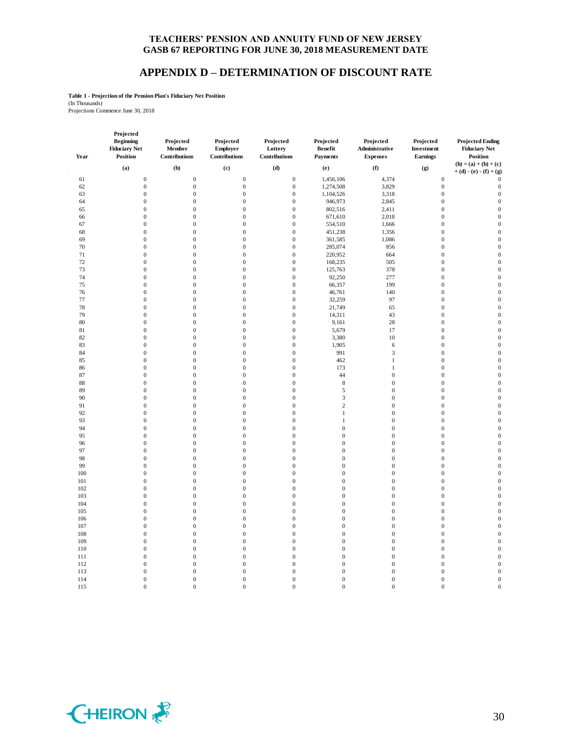# APPENDIX D – DETERMINATION OF DISCOUNT RATE

**Table 1 - Projection of the Pension Plan's Fiduciary Net Position**
(In Thousands)
Projections Commence June 30, 2018

| Year | Projected Beginning Fiduciary Net Position | Projected Member Contributions | Projected Employer Contributions | Projected Lottery Contributions | Projected Benefit Payments | Projected Administrative Expenses | Projected Investment Earnings | Projected Ending Fiduciary Net Position |
|---|---|---|---|---|---|---|---|---|
| | (a) | (b) | (c) | (d) | (e) | (f) | (g) | (h) = (a) + (b) + (c) + (d) - (e) - (f) + (g) |
| 61 | 0 | 0 | 0 | 0 | 1,456,106 | 4,374 | 0 | 0 |
| 62 | 0 | 0 | 0 | 0 | 1,274,508 | 3,829 | 0 | 0 |
| 63 | 0 | 0 | 0 | 0 | 1,104,526 | 3,318 | 0 | 0 |
| 64 | 0 | 0 | 0 | 0 | 946,973 | 2,845 | 0 | 0 |
| 65 | 0 | 0 | 0 | 0 | 802,516 | 2,411 | 0 | 0 |
| 66 | 0 | 0 | 0 | 0 | 671,610 | 2,018 | 0 | 0 |
| 67 | 0 | 0 | 0 | 0 | 554,510 | 1,666 | 0 | 0 |
| 68 | 0 | 0 | 0 | 0 | 451,238 | 1,356 | 0 | 0 |
| 69 | 0 | 0 | 0 | 0 | 361,585 | 1,086 | 0 | 0 |
| 70 | 0 | 0 | 0 | 0 | 285,074 | 856 | 0 | 0 |
| 71 | 0 | 0 | 0 | 0 | 220,952 | 664 | 0 | 0 |
| 72 | 0 | 0 | 0 | 0 | 168,235 | 505 | 0 | 0 |
| 73 | 0 | 0 | 0 | 0 | 125,763 | 378 | 0 | 0 |
| 74 | 0 | 0 | 0 | 0 | 92,250 | 277 | 0 | 0 |
| 75 | 0 | 0 | 0 | 0 | 66,357 | 199 | 0 | 0 |
| 76 | 0 | 0 | 0 | 0 | 46,761 | 140 | 0 | 0 |
| 77 | 0 | 0 | 0 | 0 | 32,259 | 97 | 0 | 0 |
| 78 | 0 | 0 | 0 | 0 | 21,749 | 65 | 0 | 0 |
| 79 | 0 | 0 | 0 | 0 | 14,311 | 43 | 0 | 0 |
| 80 | 0 | 0 | 0 | 0 | 9,161 | 28 | 0 | 0 |
| 81 | 0 | 0 | 0 | 0 | 5,679 | 17 | 0 | 0 |
| 82 | 0 | 0 | 0 | 0 | 3,380 | 10 | 0 | 0 |
| 83 | 0 | 0 | 0 | 0 | 1,905 | 6 | 0 | 0 |
| 84 | 0 | 0 | 0 | 0 | 991 | 3 | 0 | 0 |
| 85 | 0 | 0 | 0 | 0 | 462 | 1 | 0 | 0 |
| 86 | 0 | 0 | 0 | 0 | 173 | 1 | 0 | 0 |
| 87 | 0 | 0 | 0 | 0 | 44 | 0 | 0 | 0 |
| 88 | 0 | 0 | 0 | 0 | 8 | 0 | 0 | 0 |
| 89 | 0 | 0 | 0 | 0 | 5 | 0 | 0 | 0 |
| 90 | 0 | 0 | 0 | 0 | 3 | 0 | 0 | 0 |
| 91 | 0 | 0 | 0 | 0 | 2 | 0 | 0 | 0 |
| 92 | 0 | 0 | 0 | 0 | 1 | 0 | 0 | 0 |
| 93 | 0 | 0 | 0 | 0 | 1 | 0 | 0 | 0 |
| 94 | 0 | 0 | 0 | 0 | 0 | 0 | 0 | 0 |
| 95 | 0 | 0 | 0 | 0 | 0 | 0 | 0 | 0 |
| 96 | 0 | 0 | 0 | 0 | 0 | 0 | 0 | 0 |
| 97 | 0 | 0 | 0 | 0 | 0 | 0 | 0 | 0 |
| 98 | 0 | 0 | 0 | 0 | 0 | 0 | 0 | 0 |
| 99 | 0 | 0 | 0 | 0 | 0 | 0 | 0 | 0 |
| 100 | 0 | 0 | 0 | 0 | 0 | 0 | 0 | 0 |
| 101 | 0 | 0 | 0 | 0 | 0 | 0 | 0 | 0 |
| 102 | 0 | 0 | 0 | 0 | 0 | 0 | 0 | 0 |
| 103 | 0 | 0 | 0 | 0 | 0 | 0 | 0 | 0 |
| 104 | 0 | 0 | 0 | 0 | 0 | 0 | 0 | 0 |
| 105 | 0 | 0 | 0 | 0 | 0 | 0 | 0 | 0 |
| 106 | 0 | 0 | 0 | 0 | 0 | 0 | 0 | 0 |
| 107 | 0 | 0 | 0 | 0 | 0 | 0 | 0 | 0 |
| 108 | 0 | 0 | 0 | 0 | 0 | 0 | 0 | 0 |
| 109 | 0 | 0 | 0 | 0 | 0 | 0 | 0 | 0 |
| 110 | 0 | 0 | 0 | 0 | 0 | 0 | 0 | 0 |
| 111 | 0 | 0 | 0 | 0 | 0 | 0 | 0 | 0 |
| 112 | 0 | 0 | 0 | 0 | 0 | 0 | 0 | 0 |
| 113 | 0 | 0 | 0 | 0 | 0 | 0 | 0 | 0 |
| 114 | 0 | 0 | 0 | 0 | 0 | 0 | 0 | 0 |
| 115 | 0 | 0 | 0 | 0 | 0 | 0 | 0 | 0 |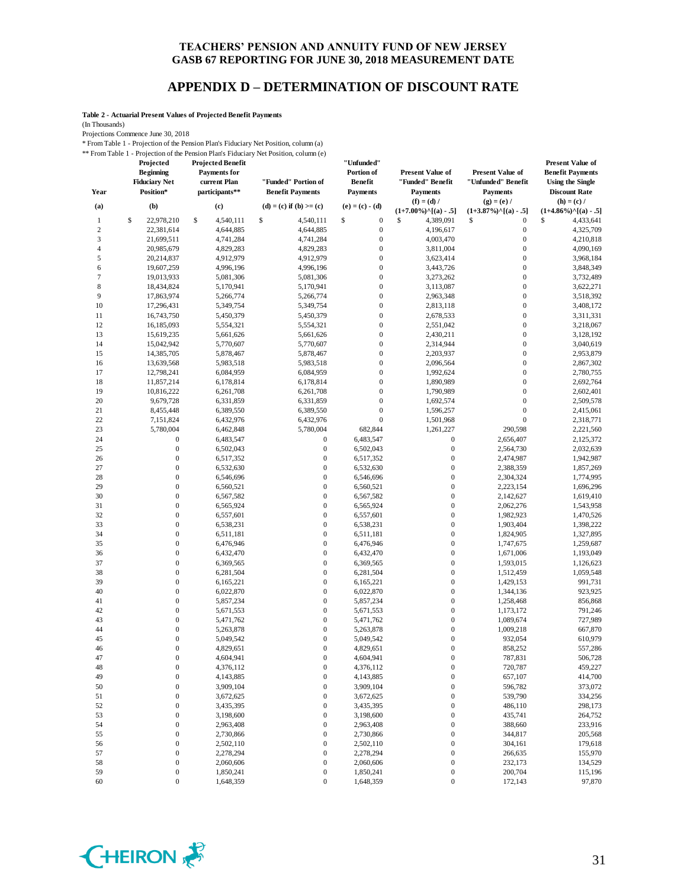# APPENDIX D – DETERMINATION OF DISCOUNT RATE

**Table 2 - Actuarial Present Values of Projected Benefit Payments**

(In Thousands)

Projections Commence June 30, 2018

\* From Table 1 - Projection of the Pension Plan's Fiduciary Net Position, column (a)

\*\* From Table 1 - Projection of the Pension Plan's Fiduciary Net Position, column (e)

| Year | Projected Beginning Fiduciary Net Position* | Projected Benefit Payments for current Plan participants** | "Funded" Portion of Benefit Payments | "Unfunded" Portion of Benefit Payments | Present Value of "Funded" Benefit Payments | Present Value of "Unfunded" Benefit Payments | Present Value of Benefit Payments Using the Single Discount Rate |
|---|---|---|---|---|---|---|---|
| (a) | (b) | (c) | (d) = (c) if (b) >= (c) | (e) = (c) - (d) | (f) = (d) / $(1+7.00\%)^{[(a)-.5]}$ | (g) = (e) / $(1+3.87\%)^{[(a)-.5]}$ | (h) = (c) / $(1+4.86\%)^{[(a)-.5]}$ |
| 1 | $ 22,978,210 | $ 4,540,111 | $ 4,540,111 | $ 0 | $ 4,389,091 | $ 0 | $ 4,433,641 |
| 2 | 22,381,614 | 4,644,885 | 4,644,885 | 0 | 4,196,617 | 0 | 4,325,709 |
| 3 | 21,699,511 | 4,741,284 | 4,741,284 | 0 | 4,003,470 | 0 | 4,210,818 |
| 4 | 20,985,679 | 4,829,283 | 4,829,283 | 0 | 3,811,004 | 0 | 4,090,169 |
| 5 | 20,214,837 | 4,912,979 | 4,912,979 | 0 | 3,623,414 | 0 | 3,968,184 |
| 6 | 19,607,259 | 4,996,196 | 4,996,196 | 0 | 3,443,726 | 0 | 3,848,349 |
| 7 | 19,013,933 | 5,081,306 | 5,081,306 | 0 | 3,273,262 | 0 | 3,732,489 |
| 8 | 18,434,824 | 5,170,941 | 5,170,941 | 0 | 3,113,087 | 0 | 3,622,271 |
| 9 | 17,863,974 | 5,266,774 | 5,266,774 | 0 | 2,963,348 | 0 | 3,518,392 |
| 10 | 17,296,431 | 5,349,754 | 5,349,754 | 0 | 2,813,118 | 0 | 3,408,172 |
| 11 | 16,743,750 | 5,450,379 | 5,450,379 | 0 | 2,678,533 | 0 | 3,311,331 |
| 12 | 16,185,093 | 5,554,321 | 5,554,321 | 0 | 2,551,042 | 0 | 3,218,067 |
| 13 | 15,619,235 | 5,661,626 | 5,661,626 | 0 | 2,430,211 | 0 | 3,128,192 |
| 14 | 15,042,942 | 5,770,607 | 5,770,607 | 0 | 2,314,944 | 0 | 3,040,619 |
| 15 | 14,385,705 | 5,878,467 | 5,878,467 | 0 | 2,203,937 | 0 | 2,953,879 |
| 16 | 13,639,568 | 5,983,518 | 5,983,518 | 0 | 2,096,564 | 0 | 2,867,302 |
| 17 | 12,798,241 | 6,084,959 | 6,084,959 | 0 | 1,992,624 | 0 | 2,780,755 |
| 18 | 11,857,214 | 6,178,814 | 6,178,814 | 0 | 1,890,989 | 0 | 2,692,764 |
| 19 | 10,816,222 | 6,261,708 | 6,261,708 | 0 | 1,790,989 | 0 | 2,602,401 |
| 20 | 9,679,728 | 6,331,859 | 6,331,859 | 0 | 1,692,574 | 0 | 2,509,578 |
| 21 | 8,455,448 | 6,389,550 | 6,389,550 | 0 | 1,596,257 | 0 | 2,415,061 |
| 22 | 7,151,824 | 6,432,976 | 6,432,976 | 0 | 1,501,968 | 0 | 2,318,771 |
| 23 | 5,780,004 | 6,462,848 | 5,780,004 | 682,844 | 1,261,227 | 290,598 | 2,221,560 |
| 24 | 0 | 6,483,547 | 0 | 6,483,547 | 0 | 2,656,407 | 2,125,372 |
| 25 | 0 | 6,502,043 | 0 | 6,502,043 | 0 | 2,564,730 | 2,032,639 |
| 26 | 0 | 6,517,352 | 0 | 6,517,352 | 0 | 2,474,987 | 1,942,987 |
| 27 | 0 | 6,532,630 | 0 | 6,532,630 | 0 | 2,388,359 | 1,857,269 |
| 28 | 0 | 6,546,696 | 0 | 6,546,696 | 0 | 2,304,324 | 1,774,995 |
| 29 | 0 | 6,560,521 | 0 | 6,560,521 | 0 | 2,223,154 | 1,696,296 |
| 30 | 0 | 6,567,582 | 0 | 6,567,582 | 0 | 2,142,627 | 1,619,410 |
| 31 | 0 | 6,565,924 | 0 | 6,565,924 | 0 | 2,062,276 | 1,543,958 |
| 32 | 0 | 6,557,601 | 0 | 6,557,601 | 0 | 1,982,923 | 1,470,526 |
| 33 | 0 | 6,538,231 | 0 | 6,538,231 | 0 | 1,903,404 | 1,398,222 |
| 34 | 0 | 6,511,181 | 0 | 6,511,181 | 0 | 1,824,905 | 1,327,895 |
| 35 | 0 | 6,476,946 | 0 | 6,476,946 | 0 | 1,747,675 | 1,259,687 |
| 36 | 0 | 6,432,470 | 0 | 6,432,470 | 0 | 1,671,006 | 1,193,049 |
| 37 | 0 | 6,369,565 | 0 | 6,369,565 | 0 | 1,593,015 | 1,126,623 |
| 38 | 0 | 6,281,504 | 0 | 6,281,504 | 0 | 1,512,459 | 1,059,548 |
| 39 | 0 | 6,165,221 | 0 | 6,165,221 | 0 | 1,429,153 | 991,731 |
| 40 | 0 | 6,022,870 | 0 | 6,022,870 | 0 | 1,344,136 | 923,925 |
| 41 | 0 | 5,857,234 | 0 | 5,857,234 | 0 | 1,258,468 | 856,868 |
| 42 | 0 | 5,671,553 | 0 | 5,671,553 | 0 | 1,173,172 | 791,246 |
| 43 | 0 | 5,471,762 | 0 | 5,471,762 | 0 | 1,089,674 | 727,989 |
| 44 | 0 | 5,263,878 | 0 | 5,263,878 | 0 | 1,009,218 | 667,870 |
| 45 | 0 | 5,049,542 | 0 | 5,049,542 | 0 | 932,054 | 610,979 |
| 46 | 0 | 4,829,651 | 0 | 4,829,651 | 0 | 858,252 | 557,286 |
| 47 | 0 | 4,604,941 | 0 | 4,604,941 | 0 | 787,831 | 506,728 |
| 48 | 0 | 4,376,112 | 0 | 4,376,112 | 0 | 720,787 | 459,227 |
| 49 | 0 | 4,143,885 | 0 | 4,143,885 | 0 | 657,107 | 414,700 |
| 50 | 0 | 3,909,104 | 0 | 3,909,104 | 0 | 596,782 | 373,072 |
| 51 | 0 | 3,672,625 | 0 | 3,672,625 | 0 | 539,790 | 334,256 |
| 52 | 0 | 3,435,395 | 0 | 3,435,395 | 0 | 486,110 | 298,173 |
| 53 | 0 | 3,198,600 | 0 | 3,198,600 | 0 | 435,741 | 264,752 |
| 54 | 0 | 2,963,408 | 0 | 2,963,408 | 0 | 388,660 | 233,916 |
| 55 | 0 | 2,730,866 | 0 | 2,730,866 | 0 | 344,817 | 205,568 |
| 56 | 0 | 2,502,110 | 0 | 2,502,110 | 0 | 304,161 | 179,618 |
| 57 | 0 | 2,278,294 | 0 | 2,278,294 | 0 | 266,635 | 155,970 |
| 58 | 0 | 2,060,606 | 0 | 2,060,606 | 0 | 232,173 | 134,529 |
| 59 | 0 | 1,850,241 | 0 | 1,850,241 | 0 | 200,704 | 115,196 |
| 60 | 0 | 1,648,359 | 0 | 1,648,359 | 0 | 172,143 | 97,870 |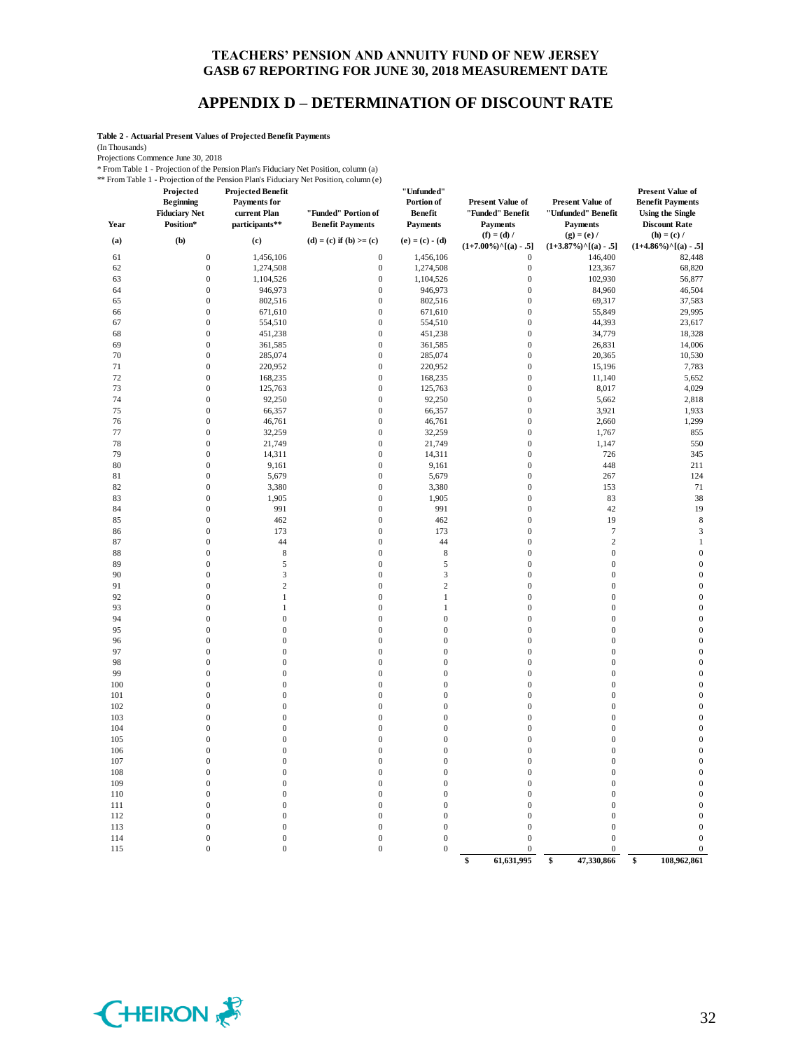# TEACHERS' PENSION AND ANNUITY FUND OF NEW JERSEY
# GASB 67 REPORTING FOR JUNE 30, 2018 MEASUREMENT DATE

## APPENDIX D – DETERMINATION OF DISCOUNT RATE

**Table 2 - Actuarial Present Values of Projected Benefit Payments**

(In Thousands)

Projections Commence June 30, 2018

\* From Table 1 - Projection of the Pension Plan's Fiduciary Net Position, column (a)

\*\* From Table 1 - Projection of the Pension Plan's Fiduciary Net Position, column (e)

| Year | Projected Beginning Fiduciary Net Position* | Projected Benefit Payments for current Plan participants** | "Funded" Portion of Benefit Payments | "Unfunded" Portion of Benefit Payments | Present Value of "Funded" Benefit Payments | Present Value of "Unfunded" Benefit Payments | Present Value of Benefit Payments Using the Single Discount Rate |
|---|---|---|---|---|---|---|---|
| (a) | (b) | (c) | (d) = (c) if (b) >= (c) | (e) = (c) - (d) | (f) = (d) / $(1+7.00\%)^{[(a) - .5]}$ | (g) = (e) / $(1+3.87\%)^{[(a) - .5]}$ | (h) = (c) / $(1+4.86\%)^{[(a) - .5]}$ |
| 61 | 0 | 1,456,106 | 0 | 1,456,106 | 0 | 146,400 | 82,448 |
| 62 | 0 | 1,274,508 | 0 | 1,274,508 | 0 | 123,367 | 68,820 |
| 63 | 0 | 1,104,526 | 0 | 1,104,526 | 0 | 102,930 | 56,877 |
| 64 | 0 | 946,973 | 0 | 946,973 | 0 | 84,960 | 46,504 |
| 65 | 0 | 802,516 | 0 | 802,516 | 0 | 69,317 | 37,583 |
| 66 | 0 | 671,610 | 0 | 671,610 | 0 | 55,849 | 29,995 |
| 67 | 0 | 554,510 | 0 | 554,510 | 0 | 44,393 | 23,617 |
| 68 | 0 | 451,238 | 0 | 451,238 | 0 | 34,779 | 18,328 |
| 69 | 0 | 361,585 | 0 | 361,585 | 0 | 26,831 | 14,006 |
| 70 | 0 | 285,074 | 0 | 285,074 | 0 | 20,365 | 10,530 |
| 71 | 0 | 220,952 | 0 | 220,952 | 0 | 15,196 | 7,783 |
| 72 | 0 | 168,235 | 0 | 168,235 | 0 | 11,140 | 5,652 |
| 73 | 0 | 125,763 | 0 | 125,763 | 0 | 8,017 | 4,029 |
| 74 | 0 | 92,250 | 0 | 92,250 | 0 | 5,662 | 2,818 |
| 75 | 0 | 66,357 | 0 | 66,357 | 0 | 3,921 | 1,933 |
| 76 | 0 | 46,761 | 0 | 46,761 | 0 | 2,660 | 1,299 |
| 77 | 0 | 32,259 | 0 | 32,259 | 0 | 1,767 | 855 |
| 78 | 0 | 21,749 | 0 | 21,749 | 0 | 1,147 | 550 |
| 79 | 0 | 14,311 | 0 | 14,311 | 0 | 726 | 345 |
| 80 | 0 | 9,161 | 0 | 9,161 | 0 | 448 | 211 |
| 81 | 0 | 5,679 | 0 | 5,679 | 0 | 267 | 124 |
| 82 | 0 | 3,380 | 0 | 3,380 | 0 | 153 | 71 |
| 83 | 0 | 1,905 | 0 | 1,905 | 0 | 83 | 38 |
| 84 | 0 | 991 | 0 | 991 | 0 | 42 | 19 |
| 85 | 0 | 462 | 0 | 462 | 0 | 19 | 8 |
| 86 | 0 | 173 | 0 | 173 | 0 | 7 | 3 |
| 87 | 0 | 44 | 0 | 44 | 0 | 2 | 1 |
| 88 | 0 | 8 | 0 | 8 | 0 | 0 | 0 |
| 89 | 0 | 5 | 0 | 5 | 0 | 0 | 0 |
| 90 | 0 | 3 | 0 | 3 | 0 | 0 | 0 |
| 91 | 0 | 2 | 0 | 2 | 0 | 0 | 0 |
| 92 | 0 | 1 | 0 | 1 | 0 | 0 | 0 |
| 93 | 0 | 1 | 0 | 1 | 0 | 0 | 0 |
| 94 | 0 | 0 | 0 | 0 | 0 | 0 | 0 |
| 95 | 0 | 0 | 0 | 0 | 0 | 0 | 0 |
| 96 | 0 | 0 | 0 | 0 | 0 | 0 | 0 |
| 97 | 0 | 0 | 0 | 0 | 0 | 0 | 0 |
| 98 | 0 | 0 | 0 | 0 | 0 | 0 | 0 |
| 99 | 0 | 0 | 0 | 0 | 0 | 0 | 0 |
| 100 | 0 | 0 | 0 | 0 | 0 | 0 | 0 |
| 101 | 0 | 0 | 0 | 0 | 0 | 0 | 0 |
| 102 | 0 | 0 | 0 | 0 | 0 | 0 | 0 |
| 103 | 0 | 0 | 0 | 0 | 0 | 0 | 0 |
| 104 | 0 | 0 | 0 | 0 | 0 | 0 | 0 |
| 105 | 0 | 0 | 0 | 0 | 0 | 0 | 0 |
| 106 | 0 | 0 | 0 | 0 | 0 | 0 | 0 |
| 107 | 0 | 0 | 0 | 0 | 0 | 0 | 0 |
| 108 | 0 | 0 | 0 | 0 | 0 | 0 | 0 |
| 109 | 0 | 0 | 0 | 0 | 0 | 0 | 0 |
| 110 | 0 | 0 | 0 | 0 | 0 | 0 | 0 |
| 111 | 0 | 0 | 0 | 0 | 0 | 0 | 0 |
| 112 | 0 | 0 | 0 | 0 | 0 | 0 | 0 |
| 113 | 0 | 0 | 0 | 0 | 0 | 0 | 0 |
| 114 | 0 | 0 | 0 | 0 | 0 | 0 | 0 |
| 115 | 0 | 0 | 0 | 0 | 0 | 0 | 0 |
| | | | | | $ 61,631,995 | $ 47,330,866 | $ 108,962,861 |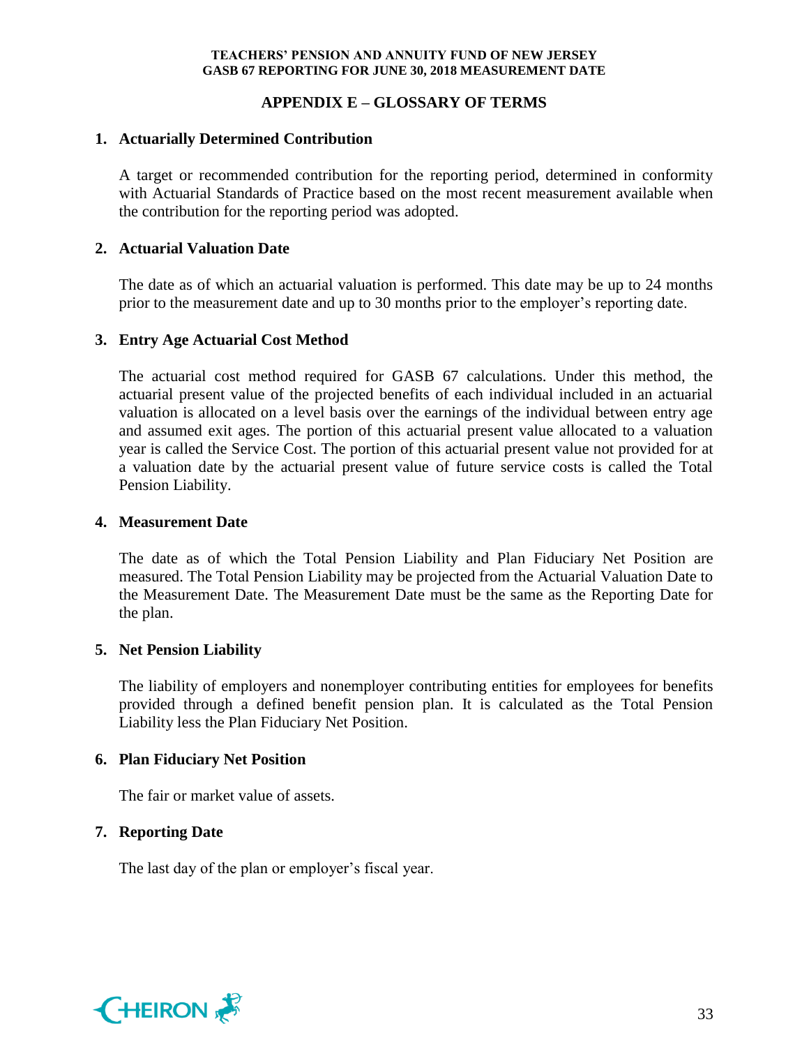## APPENDIX E – GLOSSARY OF TERMS

**1. Actuarially Determined Contribution**

A target or recommended contribution for the reporting period, determined in conformity with Actuarial Standards of Practice based on the most recent measurement available when the contribution for the reporting period was adopted.

**2. Actuarial Valuation Date**

The date as of which an actuarial valuation is performed. This date may be up to 24 months prior to the measurement date and up to 30 months prior to the employer's reporting date.

**3. Entry Age Actuarial Cost Method**

The actuarial cost method required for GASB 67 calculations. Under this method, the actuarial present value of the projected benefits of each individual included in an actuarial valuation is allocated on a level basis over the earnings of the individual between entry age and assumed exit ages. The portion of this actuarial present value allocated to a valuation year is called the Service Cost. The portion of this actuarial present value not provided for at a valuation date by the actuarial present value of future service costs is called the Total Pension Liability.

**4. Measurement Date**

The date as of which the Total Pension Liability and Plan Fiduciary Net Position are measured. The Total Pension Liability may be projected from the Actuarial Valuation Date to the Measurement Date. The Measurement Date must be the same as the Reporting Date for the plan.

**5. Net Pension Liability**

The liability of employers and nonemployer contributing entities for employees for benefits provided through a defined benefit pension plan. It is calculated as the Total Pension Liability less the Plan Fiduciary Net Position.

**6. Plan Fiduciary Net Position**

The fair or market value of assets.

**7. Reporting Date**

The last day of the plan or employer's fiscal year.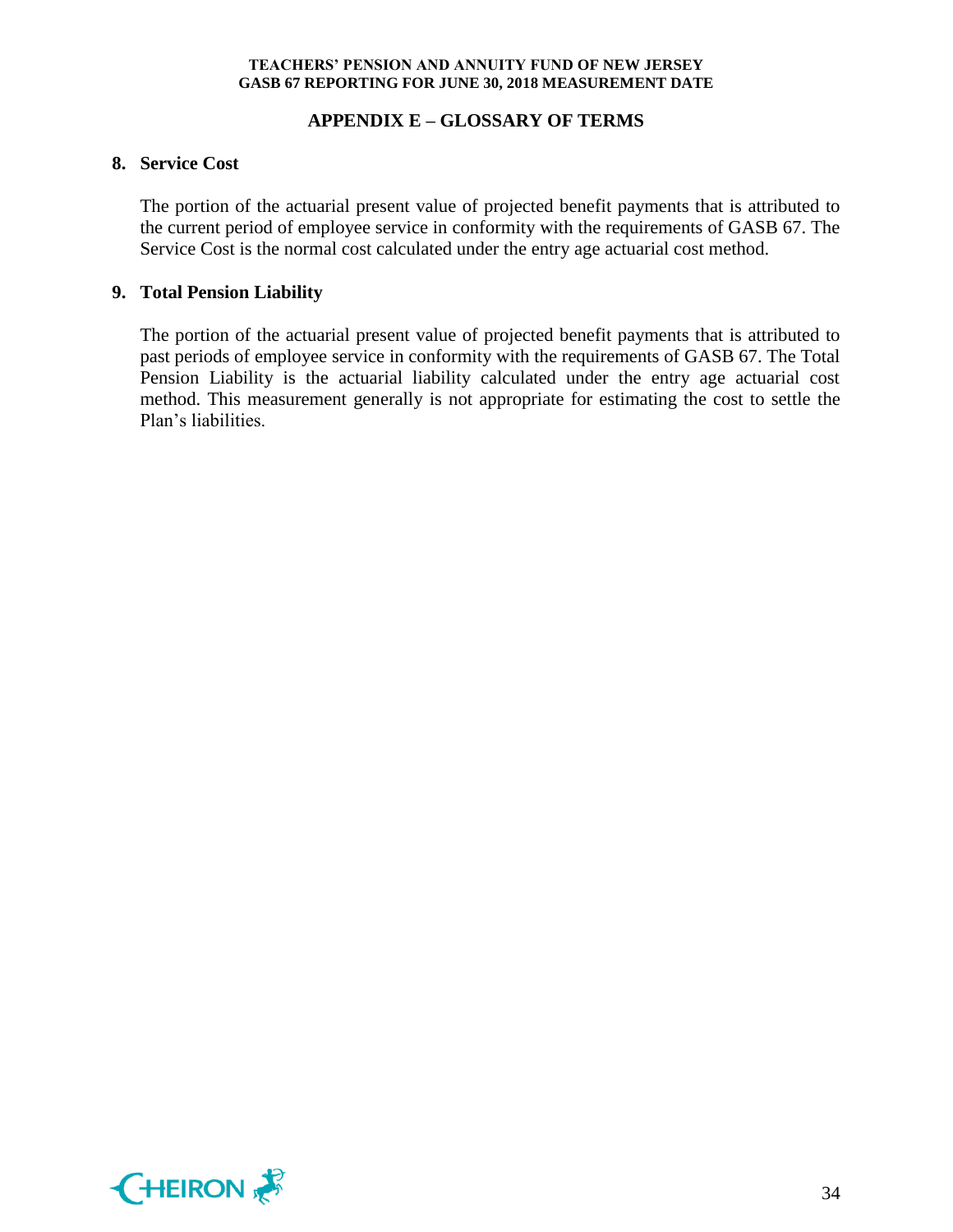## APPENDIX E – GLOSSARY OF TERMS

### 8. Service Cost

The portion of the actuarial present value of projected benefit payments that is attributed to the current period of employee service in conformity with the requirements of GASB 67. The Service Cost is the normal cost calculated under the entry age actuarial cost method.

### 9. Total Pension Liability

The portion of the actuarial present value of projected benefit payments that is attributed to past periods of employee service in conformity with the requirements of GASB 67. The Total Pension Liability is the actuarial liability calculated under the entry age actuarial cost method. This measurement generally is not appropriate for estimating the cost to settle the Plan's liabilities.